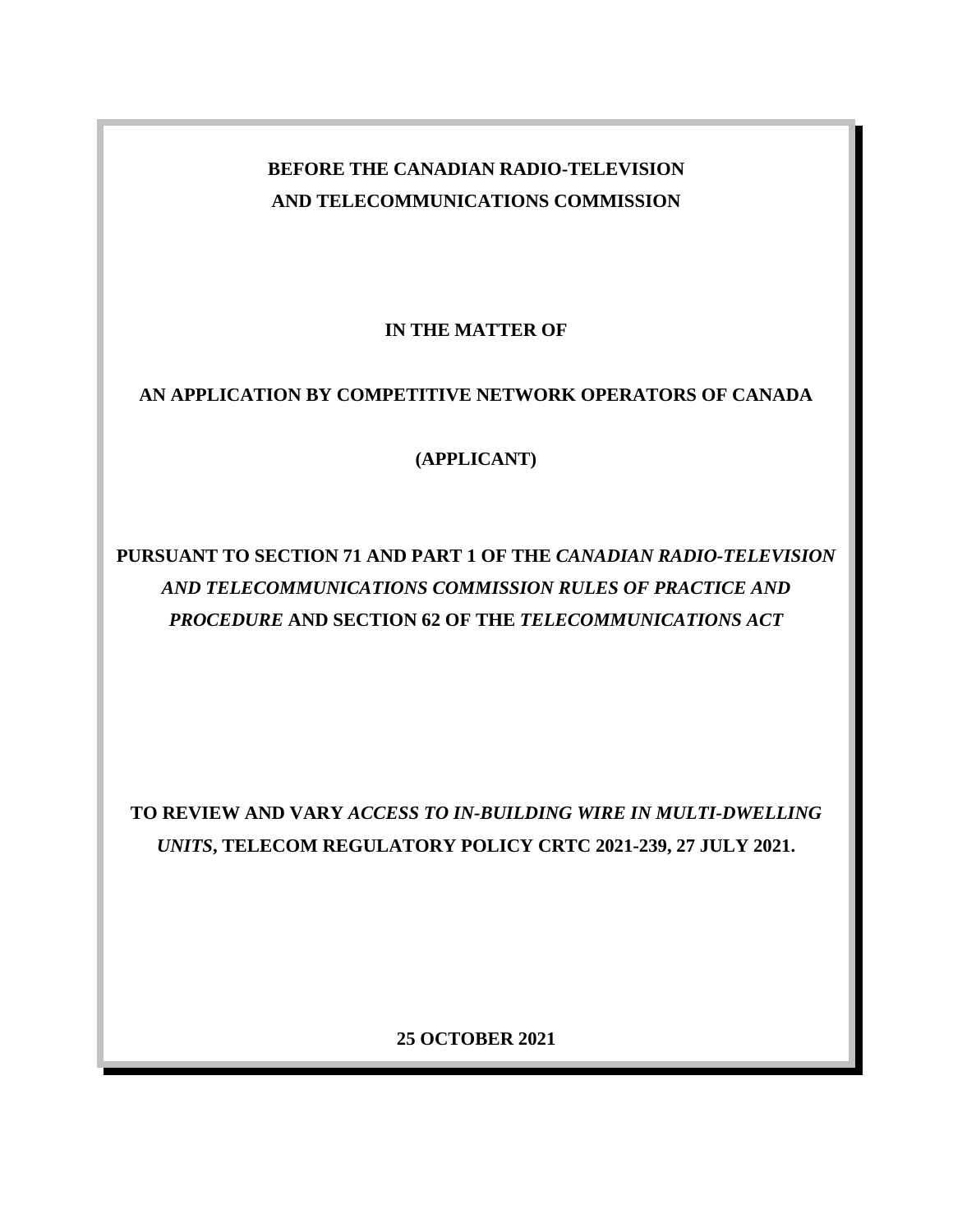**BEFORE THE CANADIAN RADIO-TELEVISION AND TELECOMMUNICATIONS COMMISSION**

**IN THE MATTER OF**

**AN APPLICATION BY COMPETITIVE NETWORK OPERATORS OF CANADA**

**(APPLICANT)**

**PURSUANT TO SECTION 71 AND PART 1 OF THE *CANADIAN RADIO-TELEVISION AND TELECOMMUNICATIONS COMMISSION RULES OF PRACTICE AND PROCEDURE* AND SECTION 62 OF THE *TELECOMMUNICATIONS ACT***

**TO REVIEW AND VARY *ACCESS TO IN-BUILDING WIRE IN MULTI-DWELLING UNITS*, TELECOM REGULATORY POLICY CRTC 2021-239, 27 JULY 2021.**

**25 OCTOBER 2021**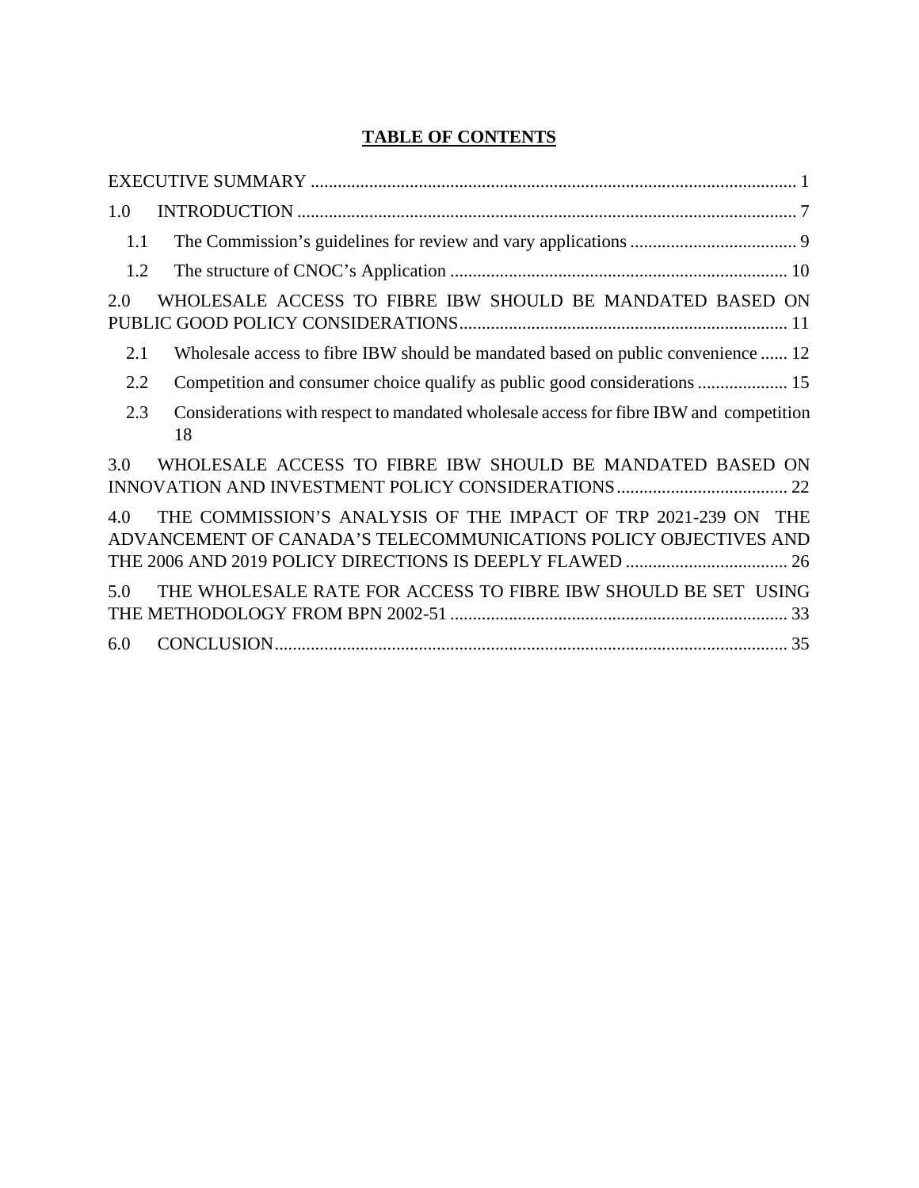**TABLE OF CONTENTS**

EXECUTIVE SUMMARY ... 1

1.0 INTRODUCTION ... 7

- 1.1 The Commission's guidelines for review and vary applications ... 9
- 1.2 The structure of CNOC's Application ... 10

2.0 WHOLESALE ACCESS TO FIBRE IBW SHOULD BE MANDATED BASED ON PUBLIC GOOD POLICY CONSIDERATIONS ... 11

- 2.1 Wholesale access to fibre IBW should be mandated based on public convenience ... 12
- 2.2 Competition and consumer choice qualify as public good considerations ... 15
- 2.3 Considerations with respect to mandated wholesale access for fibre IBW and competition 18

3.0 WHOLESALE ACCESS TO FIBRE IBW SHOULD BE MANDATED BASED ON INNOVATION AND INVESTMENT POLICY CONSIDERATIONS ... 22

4.0 THE COMMISSION'S ANALYSIS OF THE IMPACT OF TRP 2021-239 ON THE ADVANCEMENT OF CANADA'S TELECOMMUNICATIONS POLICY OBJECTIVES AND THE 2006 AND 2019 POLICY DIRECTIONS IS DEEPLY FLAWED ... 26

5.0 THE WHOLESALE RATE FOR ACCESS TO FIBRE IBW SHOULD BE SET USING THE METHODOLOGY FROM BPN 2002-51 ... 33

6.0 CONCLUSION ... 35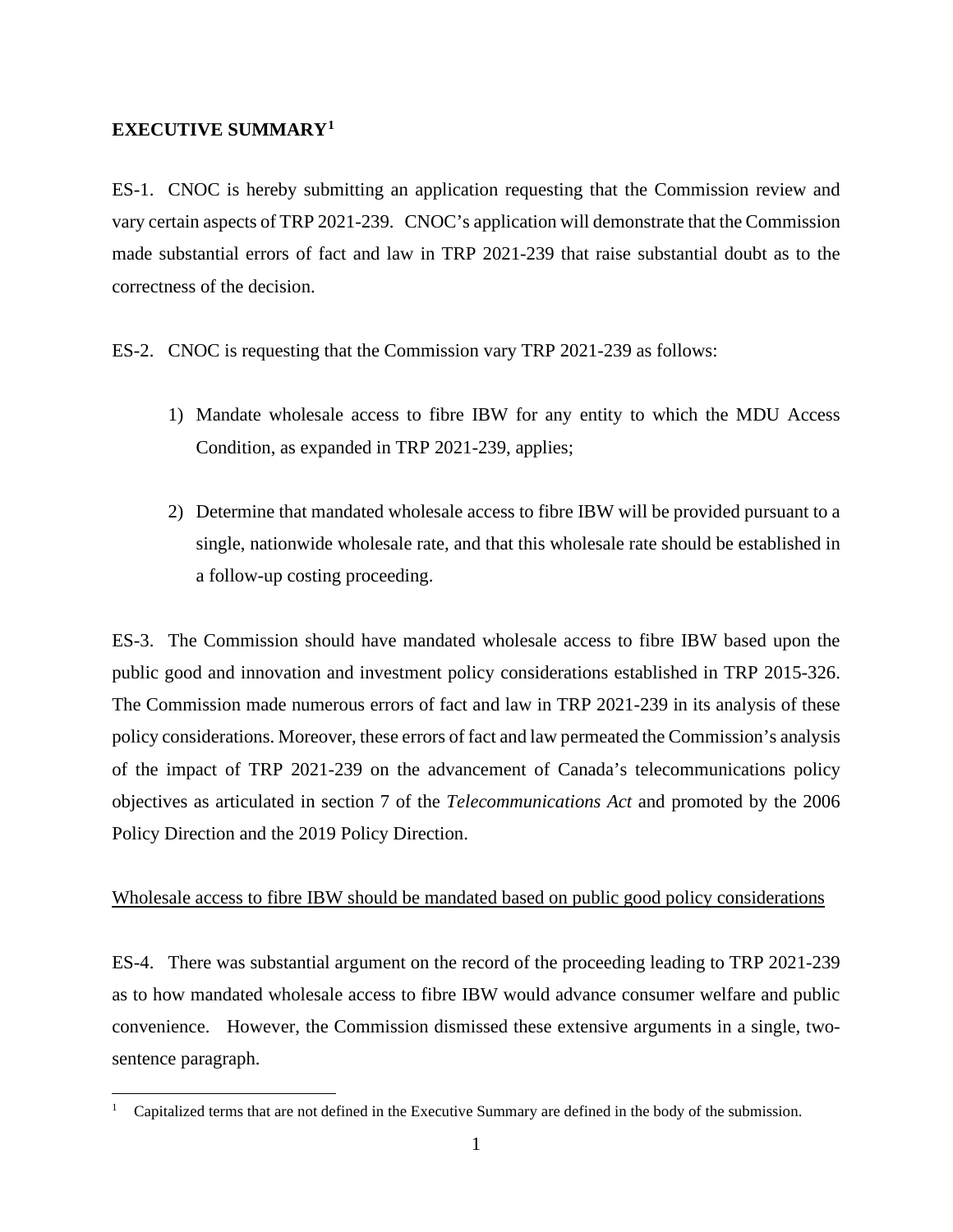## EXECUTIVE SUMMARY[1]

ES-1. CNOC is hereby submitting an application requesting that the Commission review and vary certain aspects of TRP 2021-239. CNOC's application will demonstrate that the Commission made substantial errors of fact and law in TRP 2021-239 that raise substantial doubt as to the correctness of the decision.

ES-2. CNOC is requesting that the Commission vary TRP 2021-239 as follows:

1) Mandate wholesale access to fibre IBW for any entity to which the MDU Access Condition, as expanded in TRP 2021-239, applies;

2) Determine that mandated wholesale access to fibre IBW will be provided pursuant to a single, nationwide wholesale rate, and that this wholesale rate should be established in a follow-up costing proceeding.

ES-3. The Commission should have mandated wholesale access to fibre IBW based upon the public good and innovation and investment policy considerations established in TRP 2015-326. The Commission made numerous errors of fact and law in TRP 2021-239 in its analysis of these policy considerations. Moreover, these errors of fact and law permeated the Commission's analysis of the impact of TRP 2021-239 on the advancement of Canada's telecommunications policy objectives as articulated in section 7 of the *Telecommunications Act* and promoted by the 2006 Policy Direction and the 2019 Policy Direction.

<u>Wholesale access to fibre IBW should be mandated based on public good policy considerations</u>

ES-4. There was substantial argument on the record of the proceeding leading to TRP 2021-239 as to how mandated wholesale access to fibre IBW would advance consumer welfare and public convenience. However, the Commission dismissed these extensive arguments in a single, two-sentence paragraph.

[1] Capitalized terms that are not defined in the Executive Summary are defined in the body of the submission.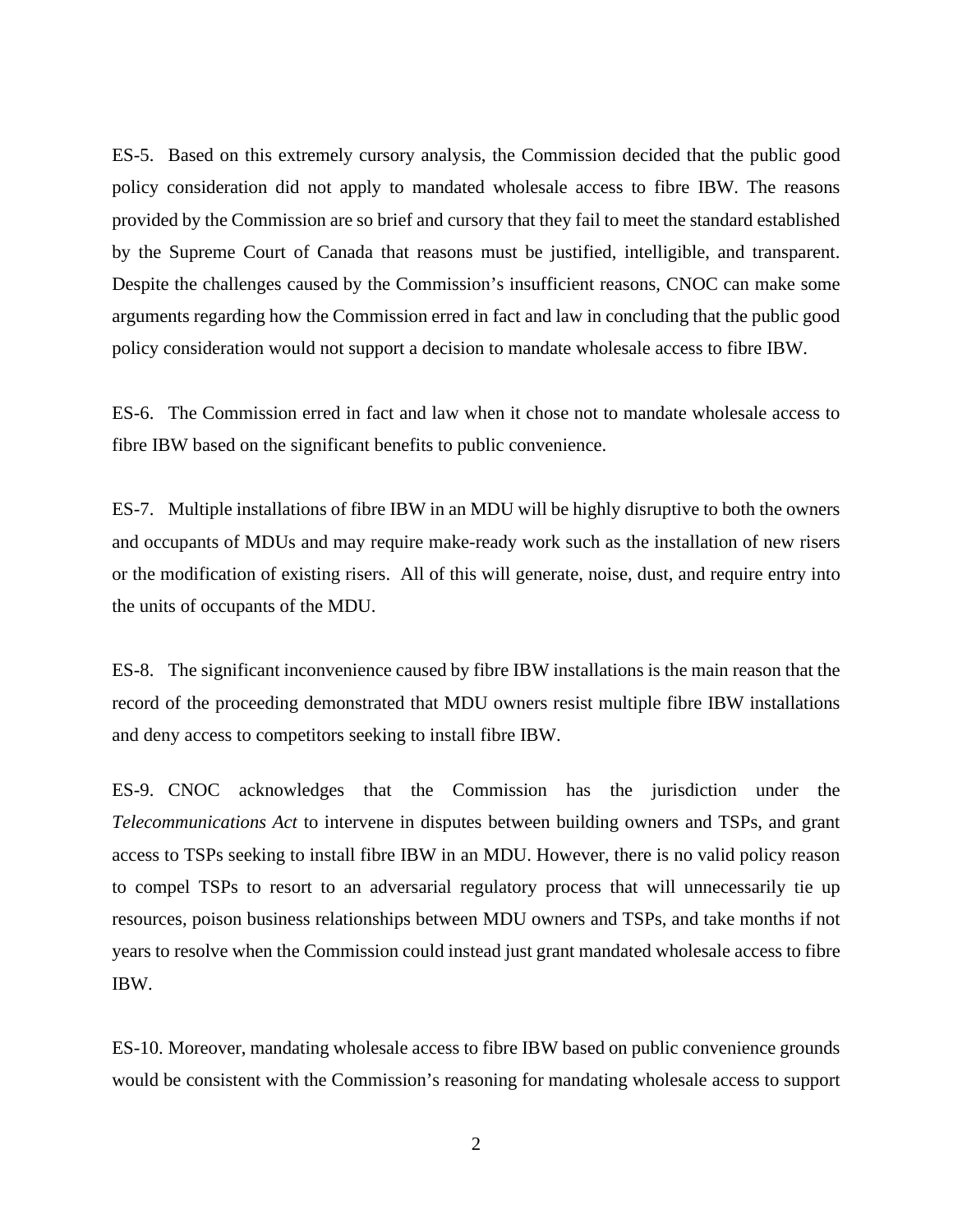ES-5. Based on this extremely cursory analysis, the Commission decided that the public good policy consideration did not apply to mandated wholesale access to fibre IBW. The reasons provided by the Commission are so brief and cursory that they fail to meet the standard established by the Supreme Court of Canada that reasons must be justified, intelligible, and transparent. Despite the challenges caused by the Commission's insufficient reasons, CNOC can make some arguments regarding how the Commission erred in fact and law in concluding that the public good policy consideration would not support a decision to mandate wholesale access to fibre IBW.

ES-6. The Commission erred in fact and law when it chose not to mandate wholesale access to fibre IBW based on the significant benefits to public convenience.

ES-7. Multiple installations of fibre IBW in an MDU will be highly disruptive to both the owners and occupants of MDUs and may require make-ready work such as the installation of new risers or the modification of existing risers. All of this will generate, noise, dust, and require entry into the units of occupants of the MDU.

ES-8. The significant inconvenience caused by fibre IBW installations is the main reason that the record of the proceeding demonstrated that MDU owners resist multiple fibre IBW installations and deny access to competitors seeking to install fibre IBW.

ES-9. CNOC acknowledges that the Commission has the jurisdiction under the *Telecommunications Act* to intervene in disputes between building owners and TSPs, and grant access to TSPs seeking to install fibre IBW in an MDU. However, there is no valid policy reason to compel TSPs to resort to an adversarial regulatory process that will unnecessarily tie up resources, poison business relationships between MDU owners and TSPs, and take months if not years to resolve when the Commission could instead just grant mandated wholesale access to fibre IBW.

ES-10. Moreover, mandating wholesale access to fibre IBW based on public convenience grounds would be consistent with the Commission's reasoning for mandating wholesale access to support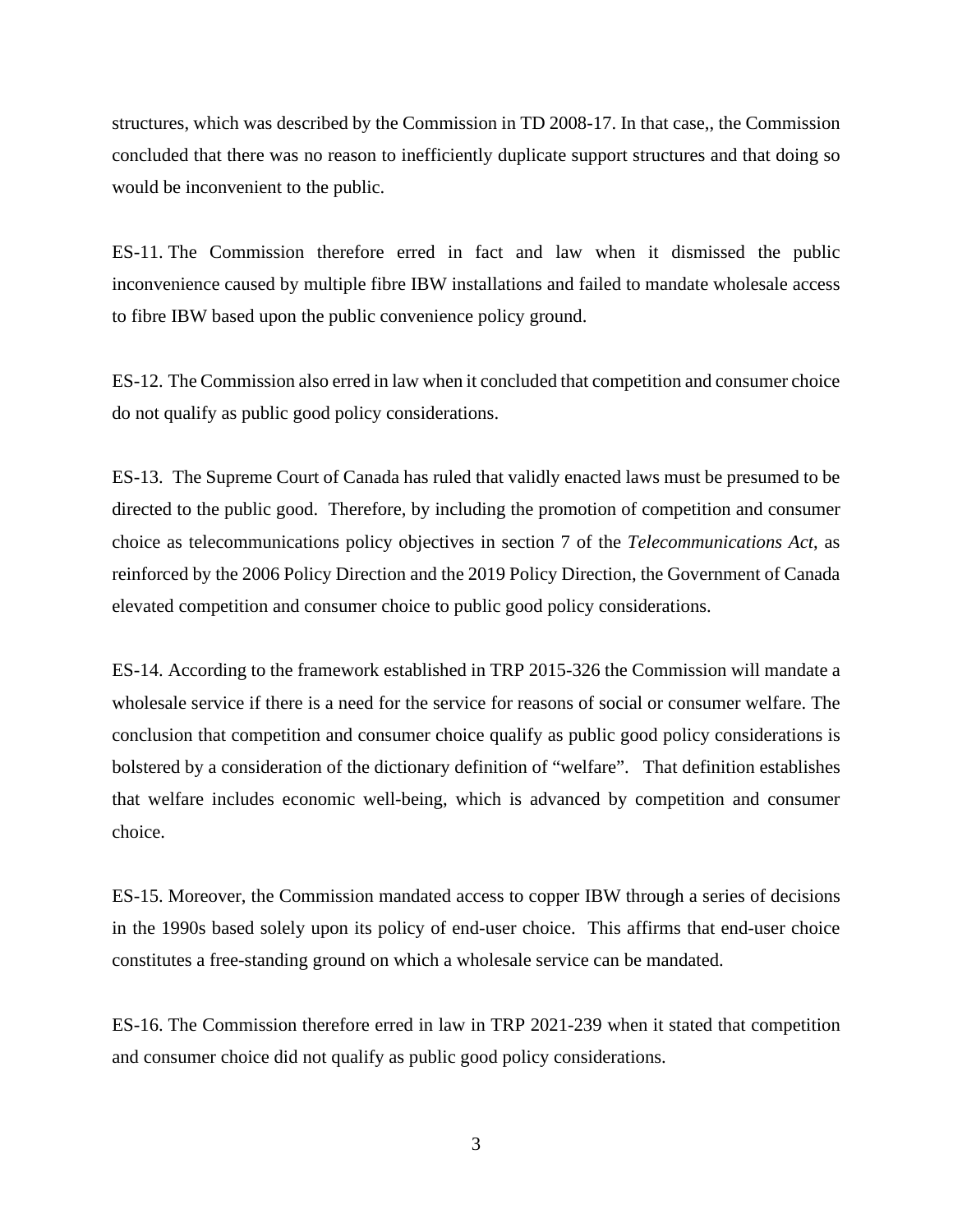structures, which was described by the Commission in TD 2008-17. In that case,, the Commission concluded that there was no reason to inefficiently duplicate support structures and that doing so would be inconvenient to the public.

ES-11. The Commission therefore erred in fact and law when it dismissed the public inconvenience caused by multiple fibre IBW installations and failed to mandate wholesale access to fibre IBW based upon the public convenience policy ground.

ES-12. The Commission also erred in law when it concluded that competition and consumer choice do not qualify as public good policy considerations.

ES-13. The Supreme Court of Canada has ruled that validly enacted laws must be presumed to be directed to the public good. Therefore, by including the promotion of competition and consumer choice as telecommunications policy objectives in section 7 of the *Telecommunications Act*, as reinforced by the 2006 Policy Direction and the 2019 Policy Direction, the Government of Canada elevated competition and consumer choice to public good policy considerations.

ES-14. According to the framework established in TRP 2015-326 the Commission will mandate a wholesale service if there is a need for the service for reasons of social or consumer welfare. The conclusion that competition and consumer choice qualify as public good policy considerations is bolstered by a consideration of the dictionary definition of "welfare". That definition establishes that welfare includes economic well-being, which is advanced by competition and consumer choice.

ES-15. Moreover, the Commission mandated access to copper IBW through a series of decisions in the 1990s based solely upon its policy of end-user choice. This affirms that end-user choice constitutes a free-standing ground on which a wholesale service can be mandated.

ES-16. The Commission therefore erred in law in TRP 2021-239 when it stated that competition and consumer choice did not qualify as public good policy considerations.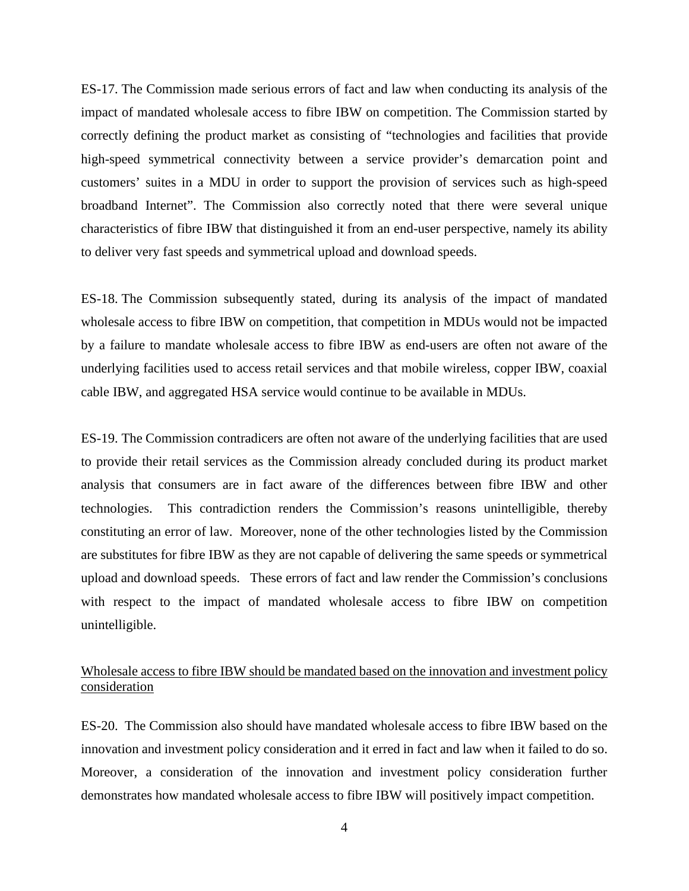ES-17. The Commission made serious errors of fact and law when conducting its analysis of the impact of mandated wholesale access to fibre IBW on competition. The Commission started by correctly defining the product market as consisting of "technologies and facilities that provide high-speed symmetrical connectivity between a service provider's demarcation point and customers' suites in a MDU in order to support the provision of services such as high-speed broadband Internet". The Commission also correctly noted that there were several unique characteristics of fibre IBW that distinguished it from an end-user perspective, namely its ability to deliver very fast speeds and symmetrical upload and download speeds.

ES-18. The Commission subsequently stated, during its analysis of the impact of mandated wholesale access to fibre IBW on competition, that competition in MDUs would not be impacted by a failure to mandate wholesale access to fibre IBW as end-users are often not aware of the underlying facilities used to access retail services and that mobile wireless, copper IBW, coaxial cable IBW, and aggregated HSA service would continue to be available in MDUs.

ES-19. The Commission contradicers are often not aware of the underlying facilities that are used to provide their retail services as the Commission already concluded during its product market analysis that consumers are in fact aware of the differences between fibre IBW and other technologies. This contradiction renders the Commission's reasons unintelligible, thereby constituting an error of law. Moreover, none of the other technologies listed by the Commission are substitutes for fibre IBW as they are not capable of delivering the same speeds or symmetrical upload and download speeds. These errors of fact and law render the Commission's conclusions with respect to the impact of mandated wholesale access to fibre IBW on competition unintelligible.

<u>Wholesale access to fibre IBW should be mandated based on the innovation and investment policy consideration</u>

ES-20. The Commission also should have mandated wholesale access to fibre IBW based on the innovation and investment policy consideration and it erred in fact and law when it failed to do so. Moreover, a consideration of the innovation and investment policy consideration further demonstrates how mandated wholesale access to fibre IBW will positively impact competition.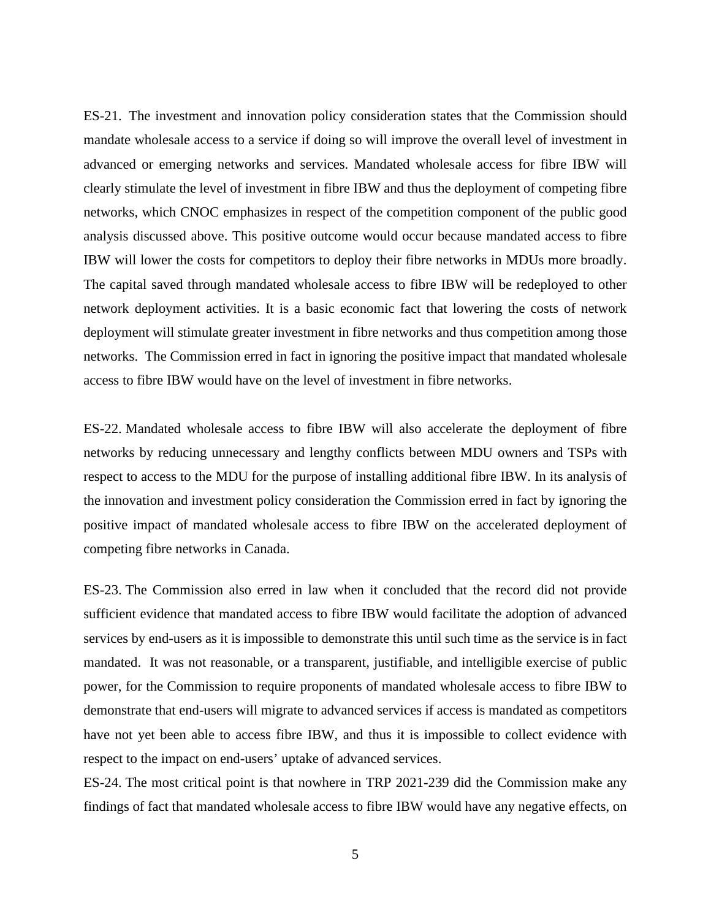ES-21. The investment and innovation policy consideration states that the Commission should mandate wholesale access to a service if doing so will improve the overall level of investment in advanced or emerging networks and services. Mandated wholesale access for fibre IBW will clearly stimulate the level of investment in fibre IBW and thus the deployment of competing fibre networks, which CNOC emphasizes in respect of the competition component of the public good analysis discussed above. This positive outcome would occur because mandated access to fibre IBW will lower the costs for competitors to deploy their fibre networks in MDUs more broadly. The capital saved through mandated wholesale access to fibre IBW will be redeployed to other network deployment activities. It is a basic economic fact that lowering the costs of network deployment will stimulate greater investment in fibre networks and thus competition among those networks. The Commission erred in fact in ignoring the positive impact that mandated wholesale access to fibre IBW would have on the level of investment in fibre networks.

ES-22. Mandated wholesale access to fibre IBW will also accelerate the deployment of fibre networks by reducing unnecessary and lengthy conflicts between MDU owners and TSPs with respect to access to the MDU for the purpose of installing additional fibre IBW. In its analysis of the innovation and investment policy consideration the Commission erred in fact by ignoring the positive impact of mandated wholesale access to fibre IBW on the accelerated deployment of competing fibre networks in Canada.

ES-23. The Commission also erred in law when it concluded that the record did not provide sufficient evidence that mandated access to fibre IBW would facilitate the adoption of advanced services by end-users as it is impossible to demonstrate this until such time as the service is in fact mandated. It was not reasonable, or a transparent, justifiable, and intelligible exercise of public power, for the Commission to require proponents of mandated wholesale access to fibre IBW to demonstrate that end-users will migrate to advanced services if access is mandated as competitors have not yet been able to access fibre IBW, and thus it is impossible to collect evidence with respect to the impact on end-users' uptake of advanced services.

ES-24. The most critical point is that nowhere in TRP 2021-239 did the Commission make any findings of fact that mandated wholesale access to fibre IBW would have any negative effects, on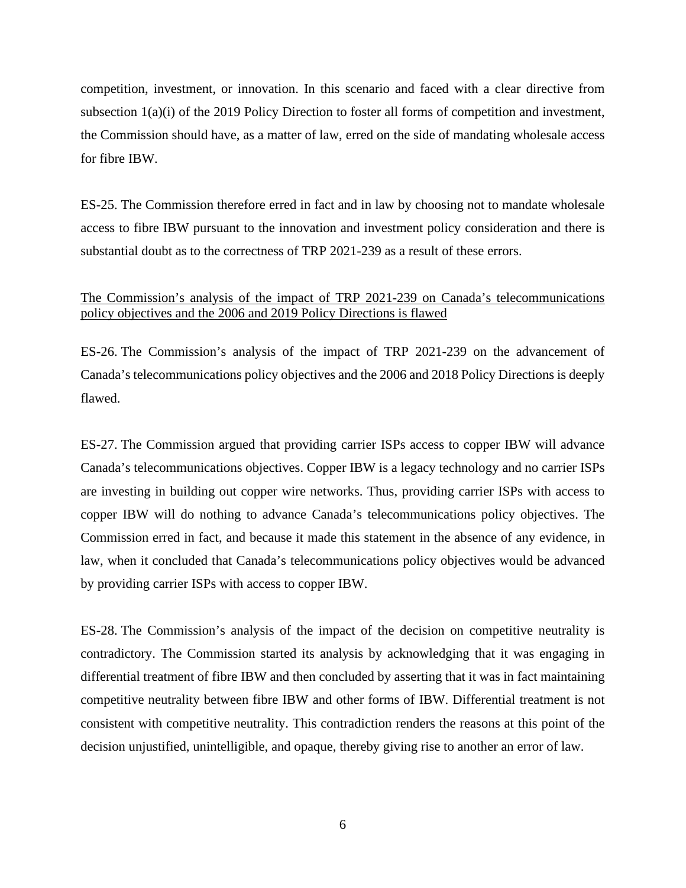competition, investment, or innovation. In this scenario and faced with a clear directive from subsection 1(a)(i) of the 2019 Policy Direction to foster all forms of competition and investment, the Commission should have, as a matter of law, erred on the side of mandating wholesale access for fibre IBW.

ES-25. The Commission therefore erred in fact and in law by choosing not to mandate wholesale access to fibre IBW pursuant to the innovation and investment policy consideration and there is substantial doubt as to the correctness of TRP 2021-239 as a result of these errors.

<u>The Commission's analysis of the impact of TRP 2021-239 on Canada's telecommunications policy objectives and the 2006 and 2019 Policy Directions is flawed</u>

ES-26. The Commission's analysis of the impact of TRP 2021-239 on the advancement of Canada's telecommunications policy objectives and the 2006 and 2018 Policy Directions is deeply flawed.

ES-27. The Commission argued that providing carrier ISPs access to copper IBW will advance Canada's telecommunications objectives. Copper IBW is a legacy technology and no carrier ISPs are investing in building out copper wire networks. Thus, providing carrier ISPs with access to copper IBW will do nothing to advance Canada's telecommunications policy objectives. The Commission erred in fact, and because it made this statement in the absence of any evidence, in law, when it concluded that Canada's telecommunications policy objectives would be advanced by providing carrier ISPs with access to copper IBW.

ES-28. The Commission's analysis of the impact of the decision on competitive neutrality is contradictory. The Commission started its analysis by acknowledging that it was engaging in differential treatment of fibre IBW and then concluded by asserting that it was in fact maintaining competitive neutrality between fibre IBW and other forms of IBW. Differential treatment is not consistent with competitive neutrality. This contradiction renders the reasons at this point of the decision unjustified, unintelligible, and opaque, thereby giving rise to another an error of law.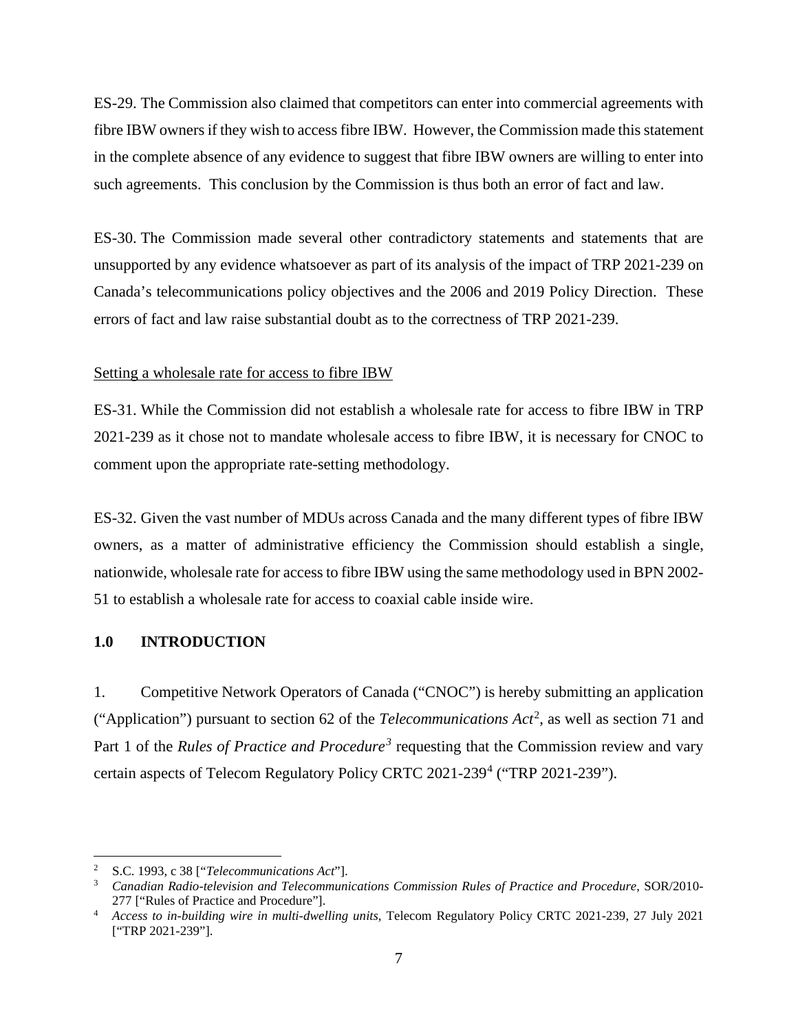ES-29. The Commission also claimed that competitors can enter into commercial agreements with fibre IBW owners if they wish to access fibre IBW. However, the Commission made this statement in the complete absence of any evidence to suggest that fibre IBW owners are willing to enter into such agreements. This conclusion by the Commission is thus both an error of fact and law.

ES-30. The Commission made several other contradictory statements and statements that are unsupported by any evidence whatsoever as part of its analysis of the impact of TRP 2021-239 on Canada's telecommunications policy objectives and the 2006 and 2019 Policy Direction. These errors of fact and law raise substantial doubt as to the correctness of TRP 2021-239.

<u>Setting a wholesale rate for access to fibre IBW</u>

ES-31. While the Commission did not establish a wholesale rate for access to fibre IBW in TRP 2021-239 as it chose not to mandate wholesale access to fibre IBW, it is necessary for CNOC to comment upon the appropriate rate-setting methodology.

ES-32. Given the vast number of MDUs across Canada and the many different types of fibre IBW owners, as a matter of administrative efficiency the Commission should establish a single, nationwide, wholesale rate for access to fibre IBW using the same methodology used in BPN 2002-51 to establish a wholesale rate for access to coaxial cable inside wire.

## 1.0 INTRODUCTION

1. Competitive Network Operators of Canada ("CNOC") is hereby submitting an application ("Application") pursuant to section 62 of the *Telecommunications Act*[2], as well as section 71 and Part 1 of the *Rules of Practice and Procedure*[3] requesting that the Commission review and vary certain aspects of Telecom Regulatory Policy CRTC 2021-239[4] ("TRP 2021-239").

---

[2] S.C. 1993, c 38 ["*Telecommunications Act*"].

[3] *Canadian Radio-television and Telecommunications Commission Rules of Practice and Procedure*, SOR/2010-277 ["Rules of Practice and Procedure"].

[4] *Access to in-building wire in multi-dwelling units,* Telecom Regulatory Policy CRTC 2021-239, 27 July 2021 ["TRP 2021-239"].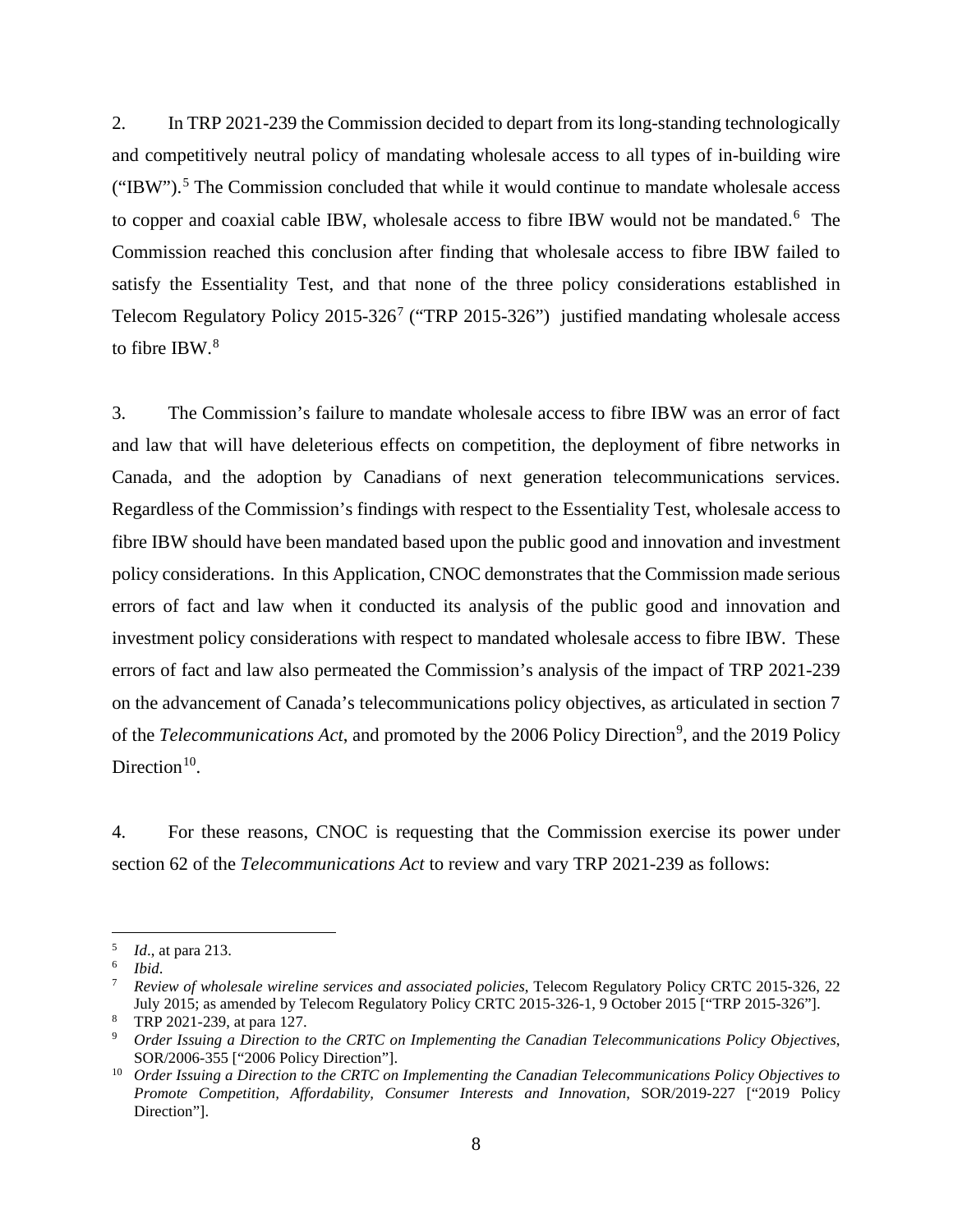2. In TRP 2021-239 the Commission decided to depart from its long-standing technologically and competitively neutral policy of mandating wholesale access to all types of in-building wire ("IBW").[5] The Commission concluded that while it would continue to mandate wholesale access to copper and coaxial cable IBW, wholesale access to fibre IBW would not be mandated.[6] The Commission reached this conclusion after finding that wholesale access to fibre IBW failed to satisfy the Essentiality Test, and that none of the three policy considerations established in Telecom Regulatory Policy 2015-326[7] ("TRP 2015-326") justified mandating wholesale access to fibre IBW.[8]

3. The Commission's failure to mandate wholesale access to fibre IBW was an error of fact and law that will have deleterious effects on competition, the deployment of fibre networks in Canada, and the adoption by Canadians of next generation telecommunications services. Regardless of the Commission's findings with respect to the Essentiality Test, wholesale access to fibre IBW should have been mandated based upon the public good and innovation and investment policy considerations. In this Application, CNOC demonstrates that the Commission made serious errors of fact and law when it conducted its analysis of the public good and innovation and investment policy considerations with respect to mandated wholesale access to fibre IBW. These errors of fact and law also permeated the Commission's analysis of the impact of TRP 2021-239 on the advancement of Canada's telecommunications policy objectives, as articulated in section 7 of the *Telecommunications Act*, and promoted by the 2006 Policy Direction[9], and the 2019 Policy Direction[10].

4. For these reasons, CNOC is requesting that the Commission exercise its power under section 62 of the *Telecommunications Act* to review and vary TRP 2021-239 as follows:

---

[5] *Id*., at para 213.

[6] *Ibid*.

[7] *Review of wholesale wireline services and associated policies*, Telecom Regulatory Policy CRTC 2015-326, 22 July 2015; as amended by Telecom Regulatory Policy CRTC 2015-326-1, 9 October 2015 ["TRP 2015-326"].

[8] TRP 2021-239, at para 127.

[9] *Order Issuing a Direction to the CRTC on Implementing the Canadian Telecommunications Policy Objectives*, SOR/2006-355 ["2006 Policy Direction"].

[10] *Order Issuing a Direction to the CRTC on Implementing the Canadian Telecommunications Policy Objectives to Promote Competition, Affordability, Consumer Interests and Innovation*, SOR/2019-227 ["2019 Policy Direction"].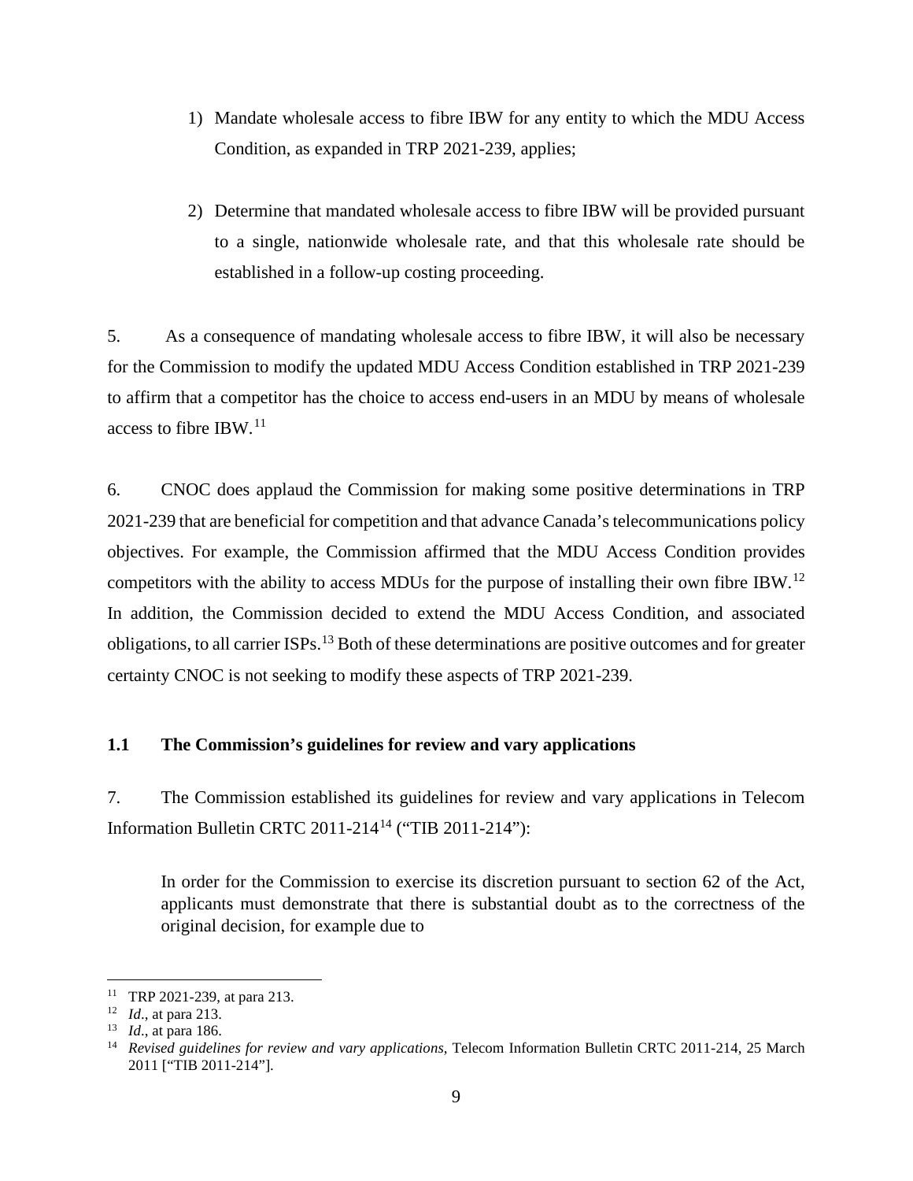1) Mandate wholesale access to fibre IBW for any entity to which the MDU Access Condition, as expanded in TRP 2021-239, applies;

2) Determine that mandated wholesale access to fibre IBW will be provided pursuant to a single, nationwide wholesale rate, and that this wholesale rate should be established in a follow-up costing proceeding.

5. As a consequence of mandating wholesale access to fibre IBW, it will also be necessary for the Commission to modify the updated MDU Access Condition established in TRP 2021-239 to affirm that a competitor has the choice to access end-users in an MDU by means of wholesale access to fibre IBW.[11]

6. CNOC does applaud the Commission for making some positive determinations in TRP 2021-239 that are beneficial for competition and that advance Canada's telecommunications policy objectives. For example, the Commission affirmed that the MDU Access Condition provides competitors with the ability to access MDUs for the purpose of installing their own fibre IBW.[12] In addition, the Commission decided to extend the MDU Access Condition, and associated obligations, to all carrier ISPs.[13] Both of these determinations are positive outcomes and for greater certainty CNOC is not seeking to modify these aspects of TRP 2021-239.

### 1.1 The Commission's guidelines for review and vary applications

7. The Commission established its guidelines for review and vary applications in Telecom Information Bulletin CRTC 2011-214[14] ("TIB 2011-214"):

> In order for the Commission to exercise its discretion pursuant to section 62 of the Act, applicants must demonstrate that there is substantial doubt as to the correctness of the original decision, for example due to

---

[11] TRP 2021-239, at para 213.

[12] *Id*., at para 213.

[13] *Id*., at para 186.

[14] *Revised guidelines for review and vary applications*, Telecom Information Bulletin CRTC 2011-214, 25 March 2011 ["TIB 2011-214"].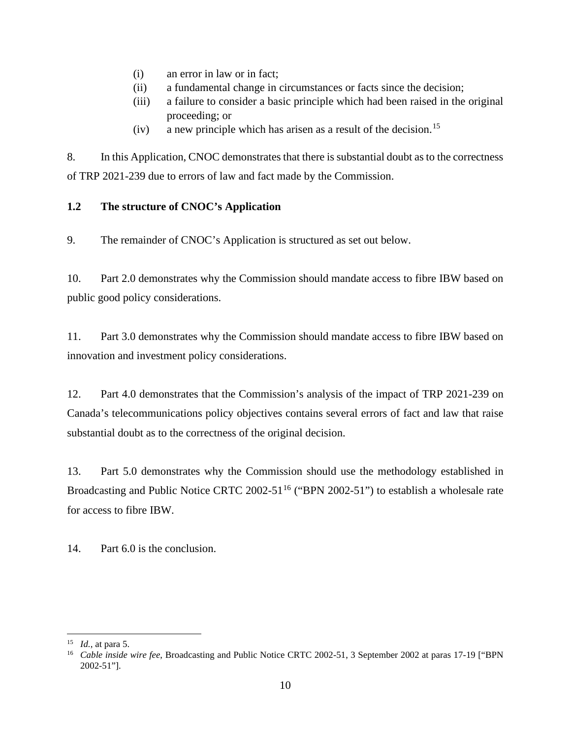(i) an error in law or in fact;

(ii) a fundamental change in circumstances or facts since the decision;

(iii) a failure to consider a basic principle which had been raised in the original proceeding; or

(iv) a new principle which has arisen as a result of the decision.[15]

8. In this Application, CNOC demonstrates that there is substantial doubt as to the correctness of TRP 2021-239 due to errors of law and fact made by the Commission.

### 1.2 The structure of CNOC's Application

9. The remainder of CNOC's Application is structured as set out below.

10. Part 2.0 demonstrates why the Commission should mandate access to fibre IBW based on public good policy considerations.

11. Part 3.0 demonstrates why the Commission should mandate access to fibre IBW based on innovation and investment policy considerations.

12. Part 4.0 demonstrates that the Commission's analysis of the impact of TRP 2021-239 on Canada's telecommunications policy objectives contains several errors of fact and law that raise substantial doubt as to the correctness of the original decision.

13. Part 5.0 demonstrates why the Commission should use the methodology established in Broadcasting and Public Notice CRTC 2002-51[16] ("BPN 2002-51") to establish a wholesale rate for access to fibre IBW.

14. Part 6.0 is the conclusion.

---

[15] *Id.*, at para 5.

[16] *Cable inside wire fee*, Broadcasting and Public Notice CRTC 2002-51, 3 September 2002 at paras 17-19 ["BPN 2002-51"].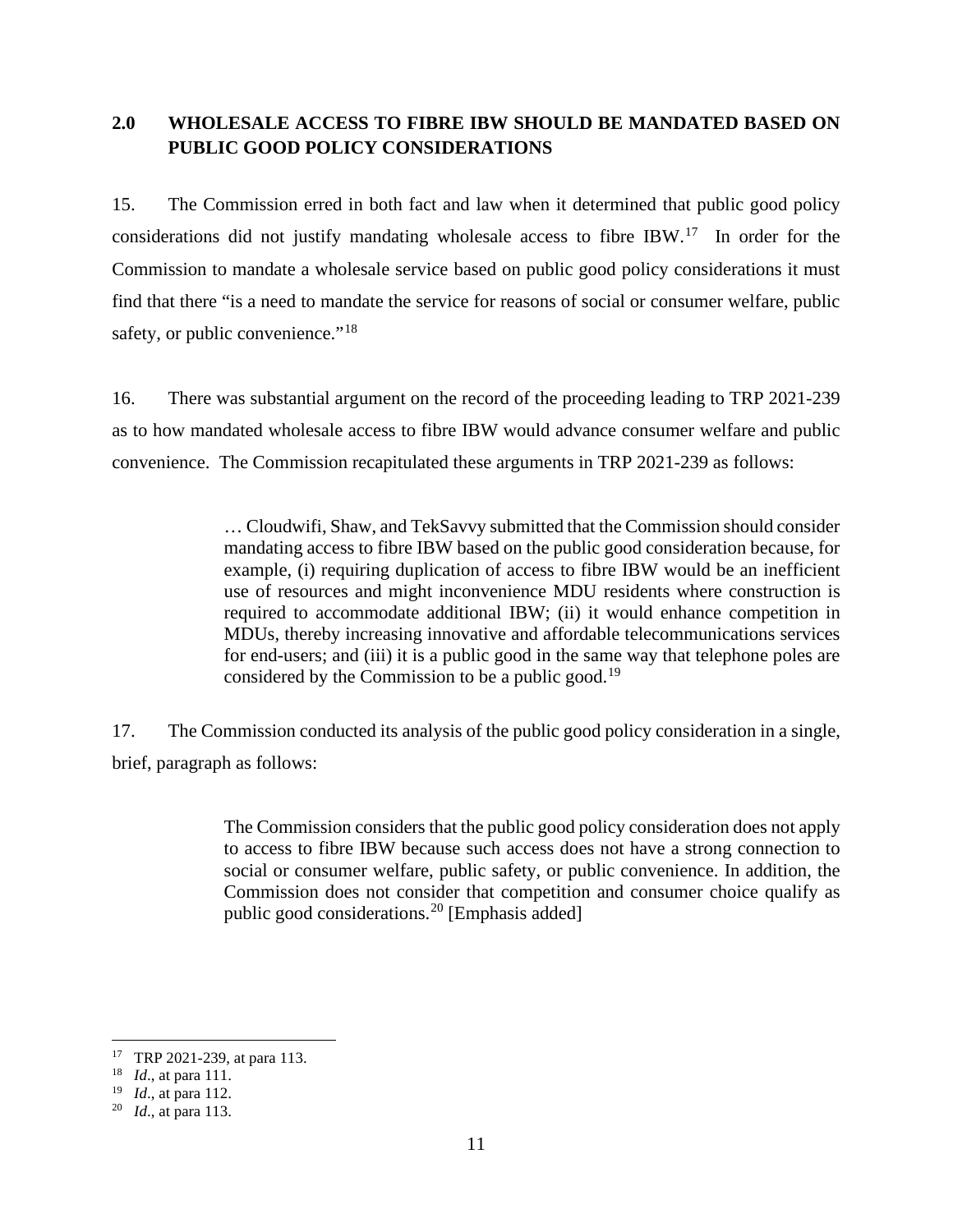## 2.0 WHOLESALE ACCESS TO FIBRE IBW SHOULD BE MANDATED BASED ON PUBLIC GOOD POLICY CONSIDERATIONS

15. The Commission erred in both fact and law when it determined that public good policy considerations did not justify mandating wholesale access to fibre IBW.[17] In order for the Commission to mandate a wholesale service based on public good policy considerations it must find that there "is a need to mandate the service for reasons of social or consumer welfare, public safety, or public convenience."[18]

16. There was substantial argument on the record of the proceeding leading to TRP 2021-239 as to how mandated wholesale access to fibre IBW would advance consumer welfare and public convenience. The Commission recapitulated these arguments in TRP 2021-239 as follows:

> … Cloudwifi, Shaw, and TekSavvy submitted that the Commission should consider mandating access to fibre IBW based on the public good consideration because, for example, (i) requiring duplication of access to fibre IBW would be an inefficient use of resources and might inconvenience MDU residents where construction is required to accommodate additional IBW; (ii) it would enhance competition in MDUs, thereby increasing innovative and affordable telecommunications services for end-users; and (iii) it is a public good in the same way that telephone poles are considered by the Commission to be a public good.[19]

17. The Commission conducted its analysis of the public good policy consideration in a single, brief, paragraph as follows:

> The Commission considers that the public good policy consideration does not apply to access to fibre IBW because such access does not have a strong connection to social or consumer welfare, public safety, or public convenience. In addition, the Commission does not consider that competition and consumer choice qualify as public good considerations.[20] [Emphasis added]

---

[17] TRP 2021-239, at para 113.
[18] *Id*., at para 111.
[19] *Id*., at para 112.
[20] *Id*., at para 113.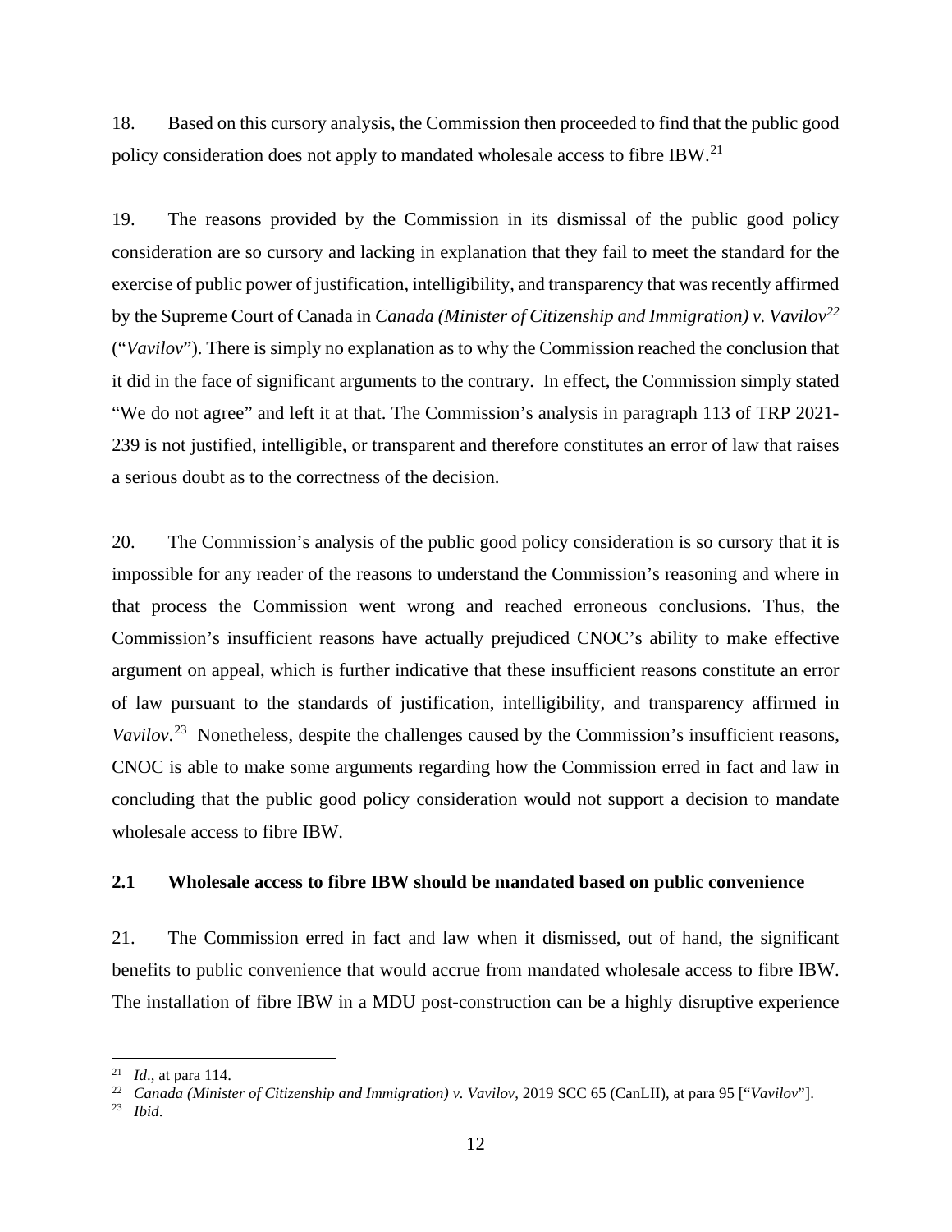18. Based on this cursory analysis, the Commission then proceeded to find that the public good policy consideration does not apply to mandated wholesale access to fibre IBW.[21]

19. The reasons provided by the Commission in its dismissal of the public good policy consideration are so cursory and lacking in explanation that they fail to meet the standard for the exercise of public power of justification, intelligibility, and transparency that was recently affirmed by the Supreme Court of Canada in *Canada (Minister of Citizenship and Immigration) v. Vavilov*[22] ("*Vavilov*"). There is simply no explanation as to why the Commission reached the conclusion that it did in the face of significant arguments to the contrary. In effect, the Commission simply stated "We do not agree" and left it at that. The Commission's analysis in paragraph 113 of TRP 2021-239 is not justified, intelligible, or transparent and therefore constitutes an error of law that raises a serious doubt as to the correctness of the decision.

20. The Commission's analysis of the public good policy consideration is so cursory that it is impossible for any reader of the reasons to understand the Commission's reasoning and where in that process the Commission went wrong and reached erroneous conclusions. Thus, the Commission's insufficient reasons have actually prejudiced CNOC's ability to make effective argument on appeal, which is further indicative that these insufficient reasons constitute an error of law pursuant to the standards of justification, intelligibility, and transparency affirmed in *Vavilov*.[23] Nonetheless, despite the challenges caused by the Commission's insufficient reasons, CNOC is able to make some arguments regarding how the Commission erred in fact and law in concluding that the public good policy consideration would not support a decision to mandate wholesale access to fibre IBW.

### 2.1 Wholesale access to fibre IBW should be mandated based on public convenience

21. The Commission erred in fact and law when it dismissed, out of hand, the significant benefits to public convenience that would accrue from mandated wholesale access to fibre IBW. The installation of fibre IBW in a MDU post-construction can be a highly disruptive experience

---

[21] *Id*., at para 114.

[22] *Canada (Minister of Citizenship and Immigration) v. Vavilov*, 2019 SCC 65 (CanLII), at para 95 ["*Vavilov*"].

[23] *Ibid*.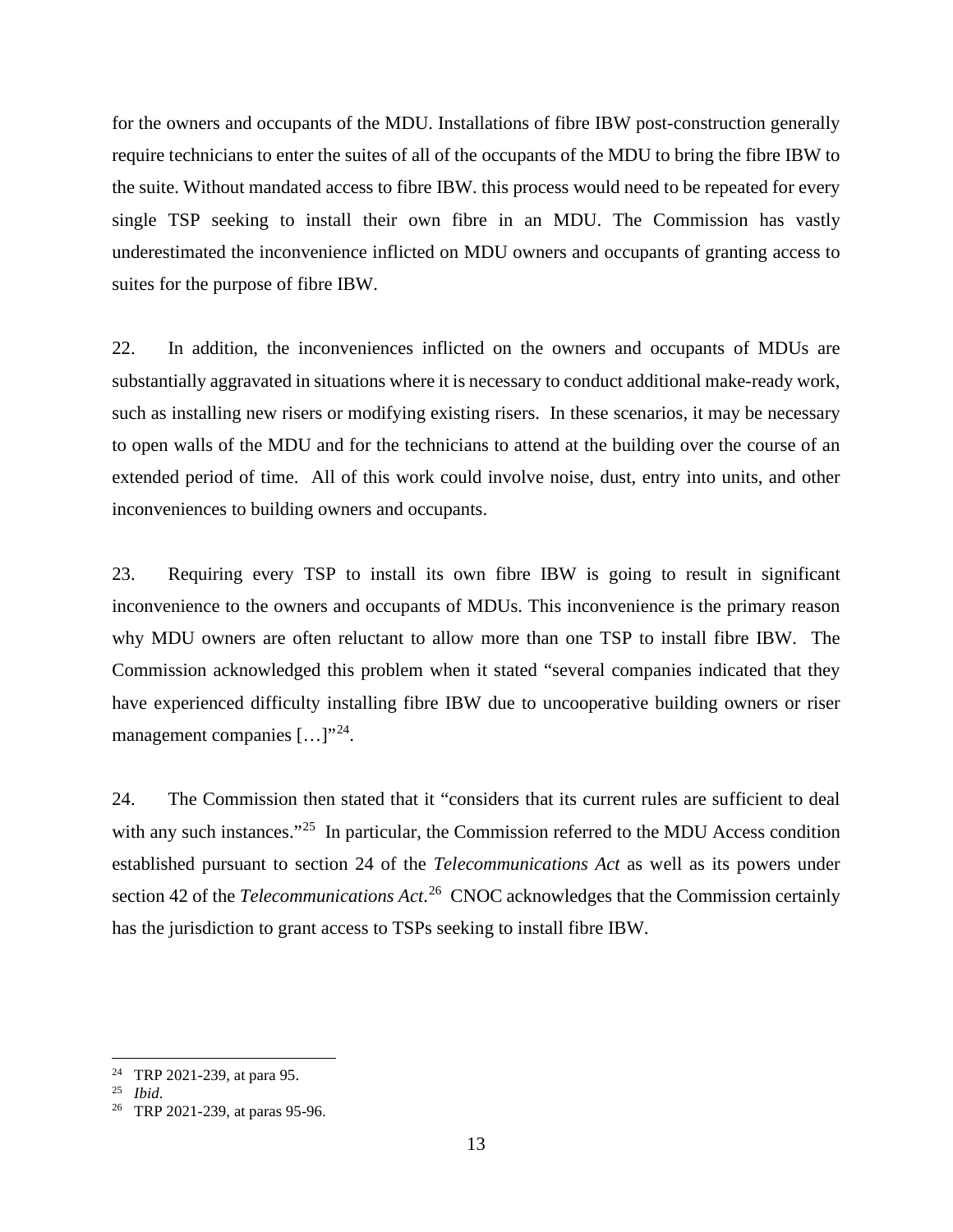for the owners and occupants of the MDU. Installations of fibre IBW post-construction generally require technicians to enter the suites of all of the occupants of the MDU to bring the fibre IBW to the suite. Without mandated access to fibre IBW. this process would need to be repeated for every single TSP seeking to install their own fibre in an MDU. The Commission has vastly underestimated the inconvenience inflicted on MDU owners and occupants of granting access to suites for the purpose of fibre IBW.

22. In addition, the inconveniences inflicted on the owners and occupants of MDUs are substantially aggravated in situations where it is necessary to conduct additional make-ready work, such as installing new risers or modifying existing risers. In these scenarios, it may be necessary to open walls of the MDU and for the technicians to attend at the building over the course of an extended period of time. All of this work could involve noise, dust, entry into units, and other inconveniences to building owners and occupants.

23. Requiring every TSP to install its own fibre IBW is going to result in significant inconvenience to the owners and occupants of MDUs. This inconvenience is the primary reason why MDU owners are often reluctant to allow more than one TSP to install fibre IBW. The Commission acknowledged this problem when it stated "several companies indicated that they have experienced difficulty installing fibre IBW due to uncooperative building owners or riser management companies […]"[24].

24. The Commission then stated that it "considers that its current rules are sufficient to deal with any such instances."[25] In particular, the Commission referred to the MDU Access condition established pursuant to section 24 of the *Telecommunications Act* as well as its powers under section 42 of the *Telecommunications Act.*[26] CNOC acknowledges that the Commission certainly has the jurisdiction to grant access to TSPs seeking to install fibre IBW.

---

[24] TRP 2021-239, at para 95.

[25] *Ibid.*

[26] TRP 2021-239, at paras 95-96.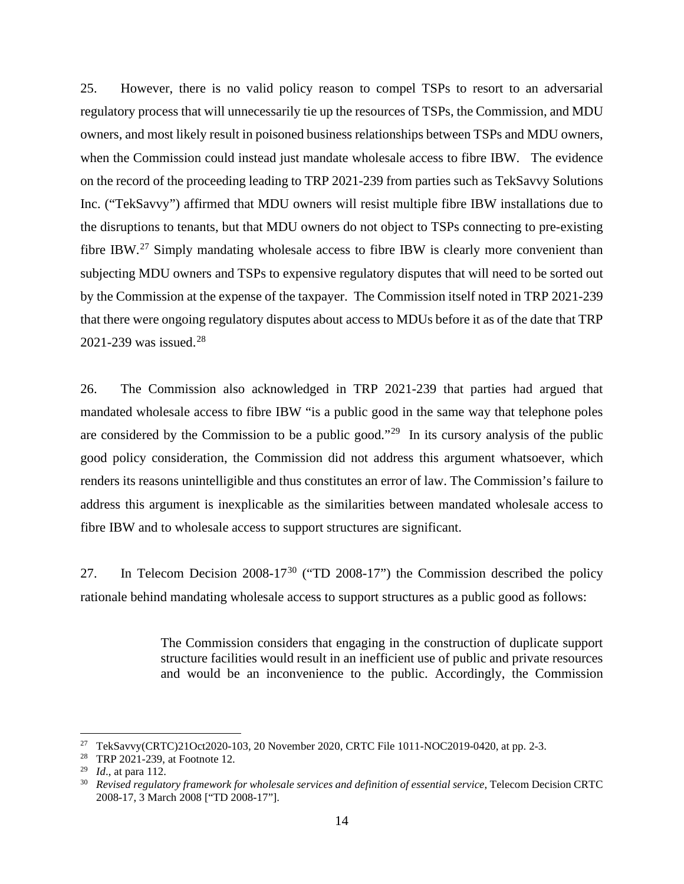25. However, there is no valid policy reason to compel TSPs to resort to an adversarial regulatory process that will unnecessarily tie up the resources of TSPs, the Commission, and MDU owners, and most likely result in poisoned business relationships between TSPs and MDU owners, when the Commission could instead just mandate wholesale access to fibre IBW. The evidence on the record of the proceeding leading to TRP 2021-239 from parties such as TekSavvy Solutions Inc. ("TekSavvy") affirmed that MDU owners will resist multiple fibre IBW installations due to the disruptions to tenants, but that MDU owners do not object to TSPs connecting to pre-existing fibre IBW.[27] Simply mandating wholesale access to fibre IBW is clearly more convenient than subjecting MDU owners and TSPs to expensive regulatory disputes that will need to be sorted out by the Commission at the expense of the taxpayer. The Commission itself noted in TRP 2021-239 that there were ongoing regulatory disputes about access to MDUs before it as of the date that TRP 2021-239 was issued.[28]

26. The Commission also acknowledged in TRP 2021-239 that parties had argued that mandated wholesale access to fibre IBW "is a public good in the same way that telephone poles are considered by the Commission to be a public good."[29] In its cursory analysis of the public good policy consideration, the Commission did not address this argument whatsoever, which renders its reasons unintelligible and thus constitutes an error of law. The Commission's failure to address this argument is inexplicable as the similarities between mandated wholesale access to fibre IBW and to wholesale access to support structures are significant.

27. In Telecom Decision 2008-17[30] ("TD 2008-17") the Commission described the policy rationale behind mandating wholesale access to support structures as a public good as follows:

> The Commission considers that engaging in the construction of duplicate support structure facilities would result in an inefficient use of public and private resources and would be an inconvenience to the public. Accordingly, the Commission

---

[27] TekSavvy(CRTC)21Oct2020-103, 20 November 2020, CRTC File 1011-NOC2019-0420, at pp. 2-3.

[28] TRP 2021-239, at Footnote 12.

[29] *Id*., at para 112.

[30] *Revised regulatory framework for wholesale services and definition of essential service*, Telecom Decision CRTC 2008-17, 3 March 2008 ["TD 2008-17"].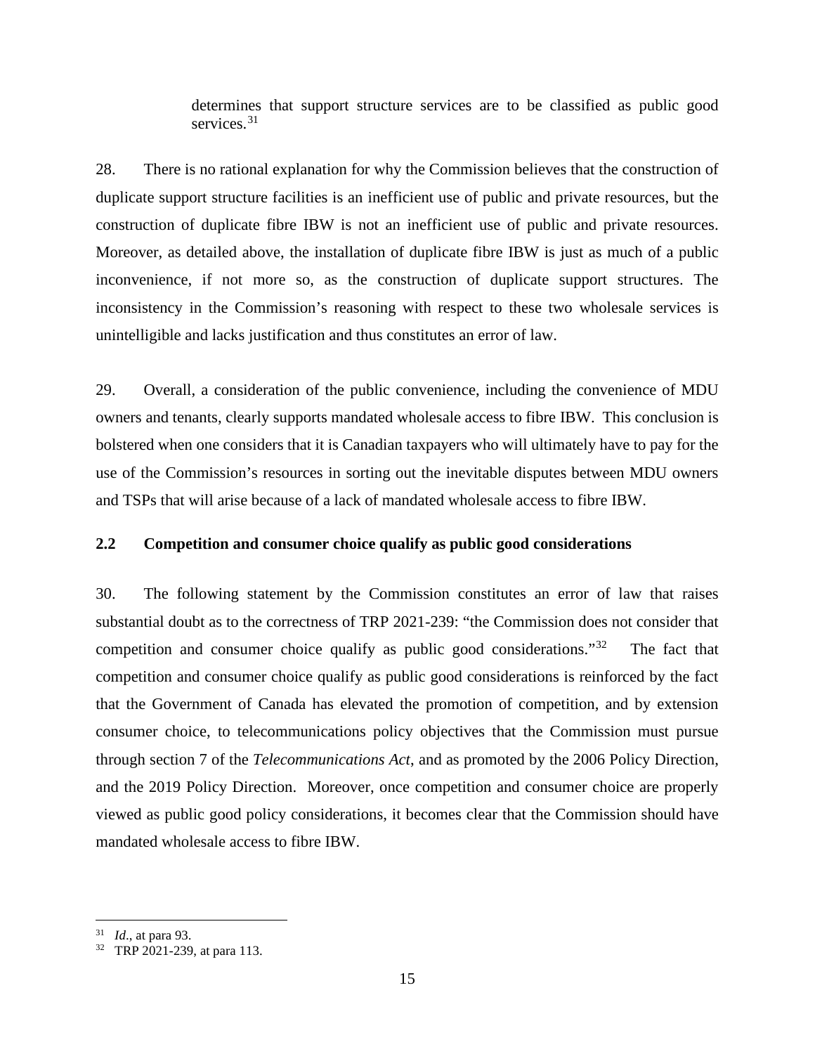> determines that support structure services are to be classified as public good services.[31]

28. There is no rational explanation for why the Commission believes that the construction of duplicate support structure facilities is an inefficient use of public and private resources, but the construction of duplicate fibre IBW is not an inefficient use of public and private resources. Moreover, as detailed above, the installation of duplicate fibre IBW is just as much of a public inconvenience, if not more so, as the construction of duplicate support structures. The inconsistency in the Commission's reasoning with respect to these two wholesale services is unintelligible and lacks justification and thus constitutes an error of law.

29. Overall, a consideration of the public convenience, including the convenience of MDU owners and tenants, clearly supports mandated wholesale access to fibre IBW. This conclusion is bolstered when one considers that it is Canadian taxpayers who will ultimately have to pay for the use of the Commission's resources in sorting out the inevitable disputes between MDU owners and TSPs that will arise because of a lack of mandated wholesale access to fibre IBW.

### 2.2 Competition and consumer choice qualify as public good considerations

30. The following statement by the Commission constitutes an error of law that raises substantial doubt as to the correctness of TRP 2021-239: "the Commission does not consider that competition and consumer choice qualify as public good considerations."[32] The fact that competition and consumer choice qualify as public good considerations is reinforced by the fact that the Government of Canada has elevated the promotion of competition, and by extension consumer choice, to telecommunications policy objectives that the Commission must pursue through section 7 of the *Telecommunications Act*, and as promoted by the 2006 Policy Direction, and the 2019 Policy Direction. Moreover, once competition and consumer choice are properly viewed as public good policy considerations, it becomes clear that the Commission should have mandated wholesale access to fibre IBW.

---

[31] *Id*., at para 93.

[32] TRP 2021-239, at para 113.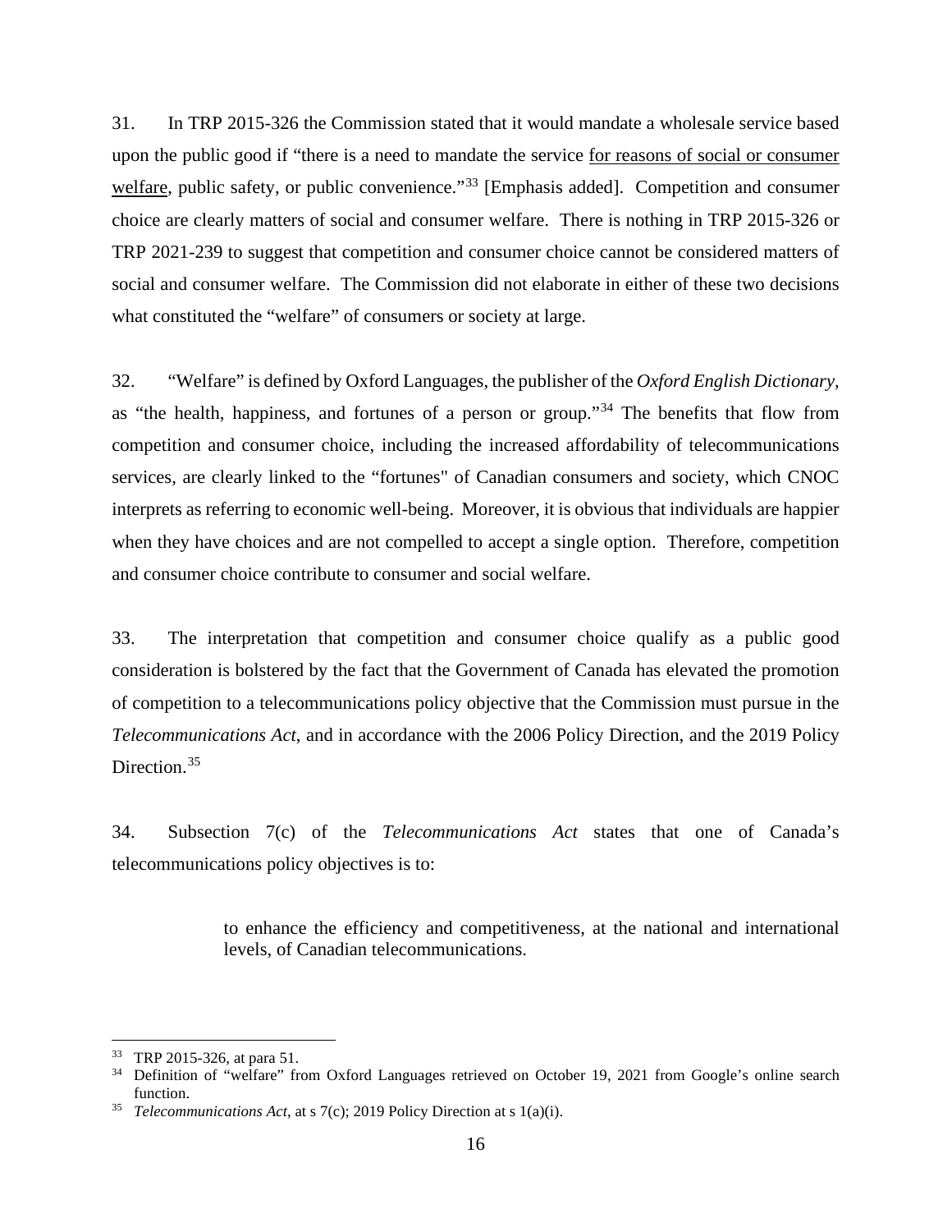31. In TRP 2015-326 the Commission stated that it would mandate a wholesale service based upon the public good if "there is a need to mandate the service <u>for reasons of social or consumer welfare</u>, public safety, or public convenience."[33] [Emphasis added]. Competition and consumer choice are clearly matters of social and consumer welfare. There is nothing in TRP 2015-326 or TRP 2021-239 to suggest that competition and consumer choice cannot be considered matters of social and consumer welfare. The Commission did not elaborate in either of these two decisions what constituted the "welfare" of consumers or society at large.

32. "Welfare" is defined by Oxford Languages, the publisher of the *Oxford English Dictionary*, as "the health, happiness, and fortunes of a person or group."[34] The benefits that flow from competition and consumer choice, including the increased affordability of telecommunications services, are clearly linked to the "fortunes" of Canadian consumers and society, which CNOC interprets as referring to economic well-being. Moreover, it is obvious that individuals are happier when they have choices and are not compelled to accept a single option. Therefore, competition and consumer choice contribute to consumer and social welfare.

33. The interpretation that competition and consumer choice qualify as a public good consideration is bolstered by the fact that the Government of Canada has elevated the promotion of competition to a telecommunications policy objective that the Commission must pursue in the *Telecommunications Act*, and in accordance with the 2006 Policy Direction, and the 2019 Policy Direction.[35]

34. Subsection 7(c) of the *Telecommunications Act* states that one of Canada's telecommunications policy objectives is to:

> to enhance the efficiency and competitiveness, at the national and international levels, of Canadian telecommunications.

---

[33] TRP 2015-326, at para 51.

[34] Definition of "welfare" from Oxford Languages retrieved on October 19, 2021 from Google's online search function.

[35] *Telecommunications Act*, at s 7(c); 2019 Policy Direction at s 1(a)(i).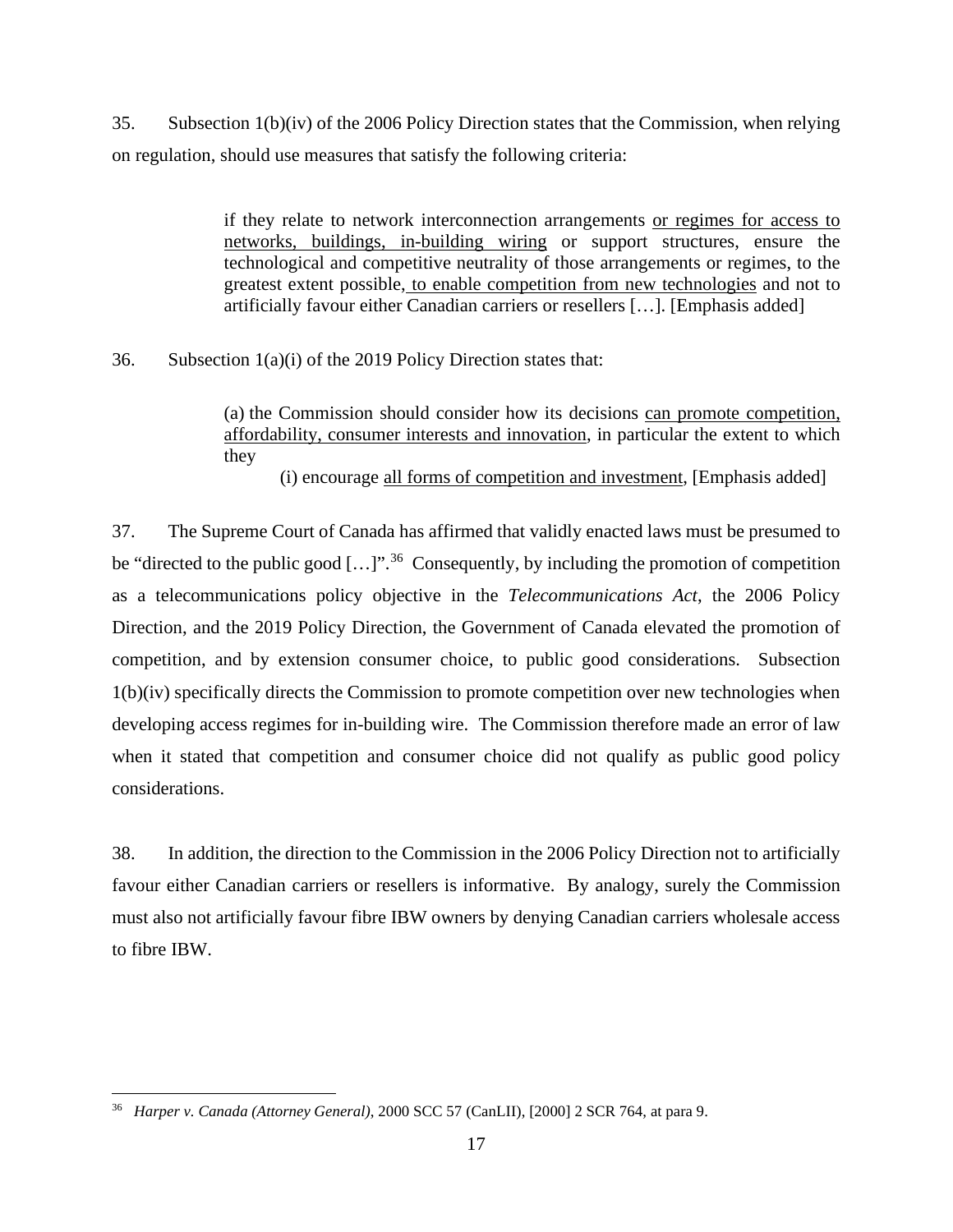35. Subsection 1(b)(iv) of the 2006 Policy Direction states that the Commission, when relying on regulation, should use measures that satisfy the following criteria:

> if they relate to network interconnection arrangements <u>or regimes for access to networks, buildings, in-building wiring</u> or support structures, ensure the technological and competitive neutrality of those arrangements or regimes, to the greatest extent possible, <u>to enable competition from new technologies</u> and not to artificially favour either Canadian carriers or resellers […]. [Emphasis added]

36. Subsection 1(a)(i) of the 2019 Policy Direction states that:

> (a) the Commission should consider how its decisions <u>can promote competition, affordability, consumer interests and innovation</u>, in particular the extent to which they
>
> (i) encourage <u>all forms of competition and investment</u>, [Emphasis added]

37. The Supreme Court of Canada has affirmed that validly enacted laws must be presumed to be "directed to the public good […]".[36] Consequently, by including the promotion of competition as a telecommunications policy objective in the *Telecommunications Act*, the 2006 Policy Direction, and the 2019 Policy Direction, the Government of Canada elevated the promotion of competition, and by extension consumer choice, to public good considerations. Subsection 1(b)(iv) specifically directs the Commission to promote competition over new technologies when developing access regimes for in-building wire. The Commission therefore made an error of law when it stated that competition and consumer choice did not qualify as public good policy considerations.

38. In addition, the direction to the Commission in the 2006 Policy Direction not to artificially favour either Canadian carriers or resellers is informative. By analogy, surely the Commission must also not artificially favour fibre IBW owners by denying Canadian carriers wholesale access to fibre IBW.

---

[36] *Harper v. Canada (Attorney General)*, 2000 SCC 57 (CanLII), [2000] 2 SCR 764, at para 9.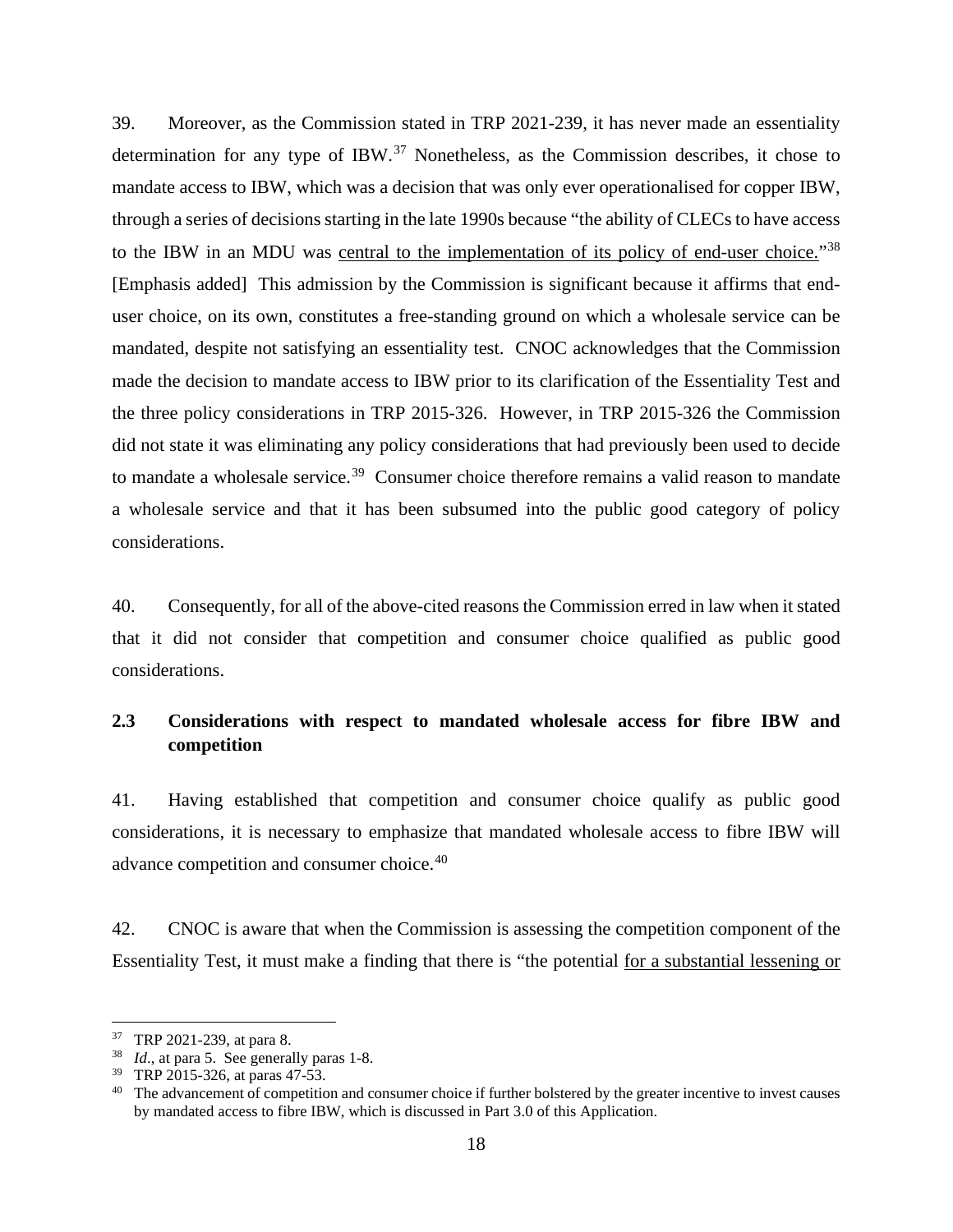39. Moreover, as the Commission stated in TRP 2021-239, it has never made an essentiality determination for any type of IBW.[37] Nonetheless, as the Commission describes, it chose to mandate access to IBW, which was a decision that was only ever operationalised for copper IBW, through a series of decisions starting in the late 1990s because "the ability of CLECs to have access to the IBW in an MDU was <u>central to the implementation of its policy of end-user choice.</u>"[38] [Emphasis added] This admission by the Commission is significant because it affirms that end-user choice, on its own, constitutes a free-standing ground on which a wholesale service can be mandated, despite not satisfying an essentiality test. CNOC acknowledges that the Commission made the decision to mandate access to IBW prior to its clarification of the Essentiality Test and the three policy considerations in TRP 2015-326. However, in TRP 2015-326 the Commission did not state it was eliminating any policy considerations that had previously been used to decide to mandate a wholesale service.[39] Consumer choice therefore remains a valid reason to mandate a wholesale service and that it has been subsumed into the public good category of policy considerations.

40. Consequently, for all of the above-cited reasons the Commission erred in law when it stated that it did not consider that competition and consumer choice qualified as public good considerations.

### 2.3 Considerations with respect to mandated wholesale access for fibre IBW and competition

41. Having established that competition and consumer choice qualify as public good considerations, it is necessary to emphasize that mandated wholesale access to fibre IBW will advance competition and consumer choice.[40]

42. CNOC is aware that when the Commission is assessing the competition component of the Essentiality Test, it must make a finding that there is "the potential <u>for a substantial lessening or</u>

---

[37] TRP 2021-239, at para 8.

[38] *Id*., at para 5. See generally paras 1-8.

[39] TRP 2015-326, at paras 47-53.

[40] The advancement of competition and consumer choice if further bolstered by the greater incentive to invest causes by mandated access to fibre IBW, which is discussed in Part 3.0 of this Application.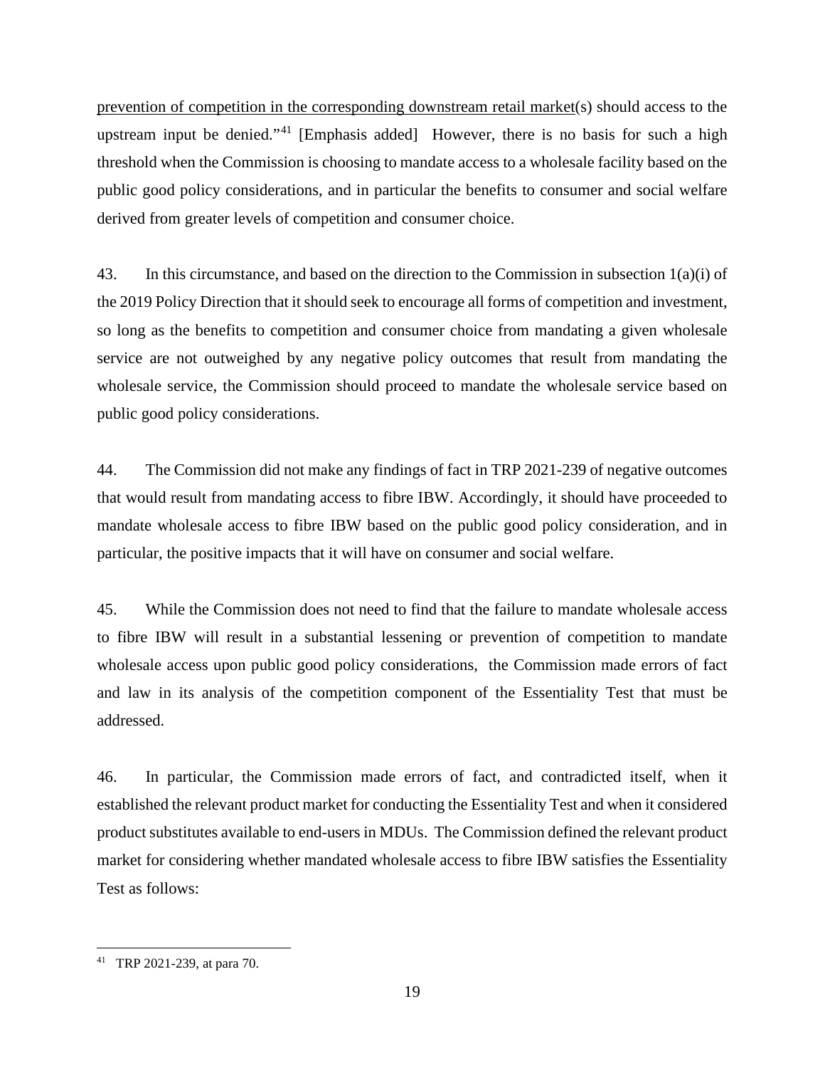prevention of competition in the corresponding downstream retail market(s) should access to the upstream input be denied."[41] [Emphasis added] However, there is no basis for such a high threshold when the Commission is choosing to mandate access to a wholesale facility based on the public good policy considerations, and in particular the benefits to consumer and social welfare derived from greater levels of competition and consumer choice.

43. In this circumstance, and based on the direction to the Commission in subsection 1(a)(i) of the 2019 Policy Direction that it should seek to encourage all forms of competition and investment, so long as the benefits to competition and consumer choice from mandating a given wholesale service are not outweighed by any negative policy outcomes that result from mandating the wholesale service, the Commission should proceed to mandate the wholesale service based on public good policy considerations.

44. The Commission did not make any findings of fact in TRP 2021-239 of negative outcomes that would result from mandating access to fibre IBW. Accordingly, it should have proceeded to mandate wholesale access to fibre IBW based on the public good policy consideration, and in particular, the positive impacts that it will have on consumer and social welfare.

45. While the Commission does not need to find that the failure to mandate wholesale access to fibre IBW will result in a substantial lessening or prevention of competition to mandate wholesale access upon public good policy considerations, the Commission made errors of fact and law in its analysis of the competition component of the Essentiality Test that must be addressed.

46. In particular, the Commission made errors of fact, and contradicted itself, when it established the relevant product market for conducting the Essentiality Test and when it considered product substitutes available to end-users in MDUs. The Commission defined the relevant product market for considering whether mandated wholesale access to fibre IBW satisfies the Essentiality Test as follows:

---

[41] TRP 2021-239, at para 70.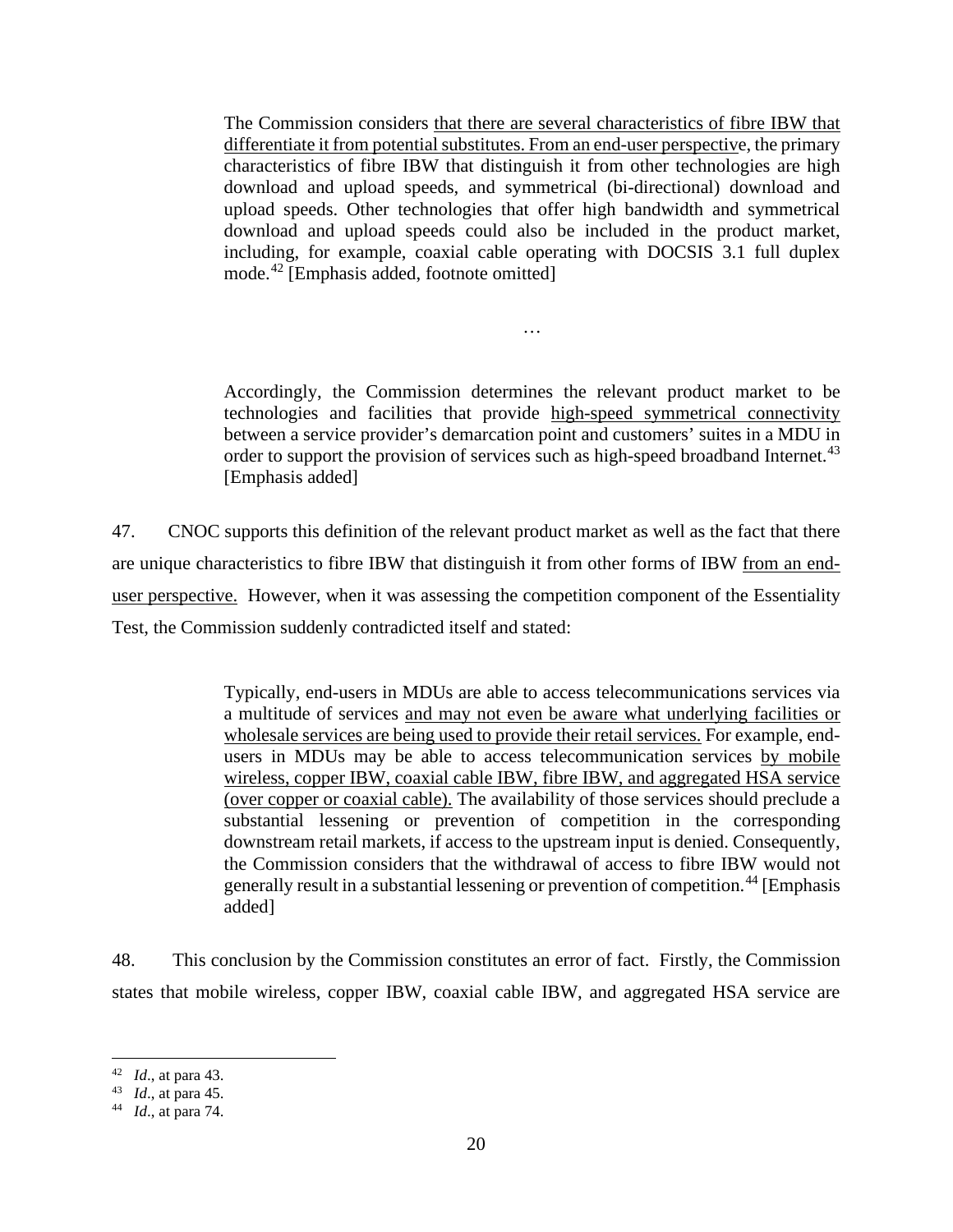> The Commission considers <u>that there are several characteristics of fibre IBW that differentiate it from potential substitutes. From an end-user perspective</u>, the primary characteristics of fibre IBW that distinguish it from other technologies are high download and upload speeds, and symmetrical (bi-directional) download and upload speeds. Other technologies that offer high bandwidth and symmetrical download and upload speeds could also be included in the product market, including, for example, coaxial cable operating with DOCSIS 3.1 full duplex mode.[42] [Emphasis added, footnote omitted]
>
> …
>
> Accordingly, the Commission determines the relevant product market to be technologies and facilities that provide <u>high-speed symmetrical connectivity</u> between a service provider's demarcation point and customers' suites in a MDU in order to support the provision of services such as high-speed broadband Internet.[43] [Emphasis added]

47. CNOC supports this definition of the relevant product market as well as the fact that there are unique characteristics to fibre IBW that distinguish it from other forms of IBW <u>from an end-user perspective.</u> However, when it was assessing the competition component of the Essentiality Test, the Commission suddenly contradicted itself and stated:

> Typically, end-users in MDUs are able to access telecommunications services via a multitude of services <u>and may not even be aware what underlying facilities or wholesale services are being used to provide their retail services.</u> For example, end-users in MDUs may be able to access telecommunication services <u>by mobile wireless, copper IBW, coaxial cable IBW, fibre IBW, and aggregated HSA service (over copper or coaxial cable).</u> The availability of those services should preclude a substantial lessening or prevention of competition in the corresponding downstream retail markets, if access to the upstream input is denied. Consequently, the Commission considers that the withdrawal of access to fibre IBW would not generally result in a substantial lessening or prevention of competition.[44] [Emphasis added]

48. This conclusion by the Commission constitutes an error of fact. Firstly, the Commission states that mobile wireless, copper IBW, coaxial cable IBW, and aggregated HSA service are

---

[42] *Id*., at para 43.

[43] *Id*., at para 45.

[44] *Id*., at para 74.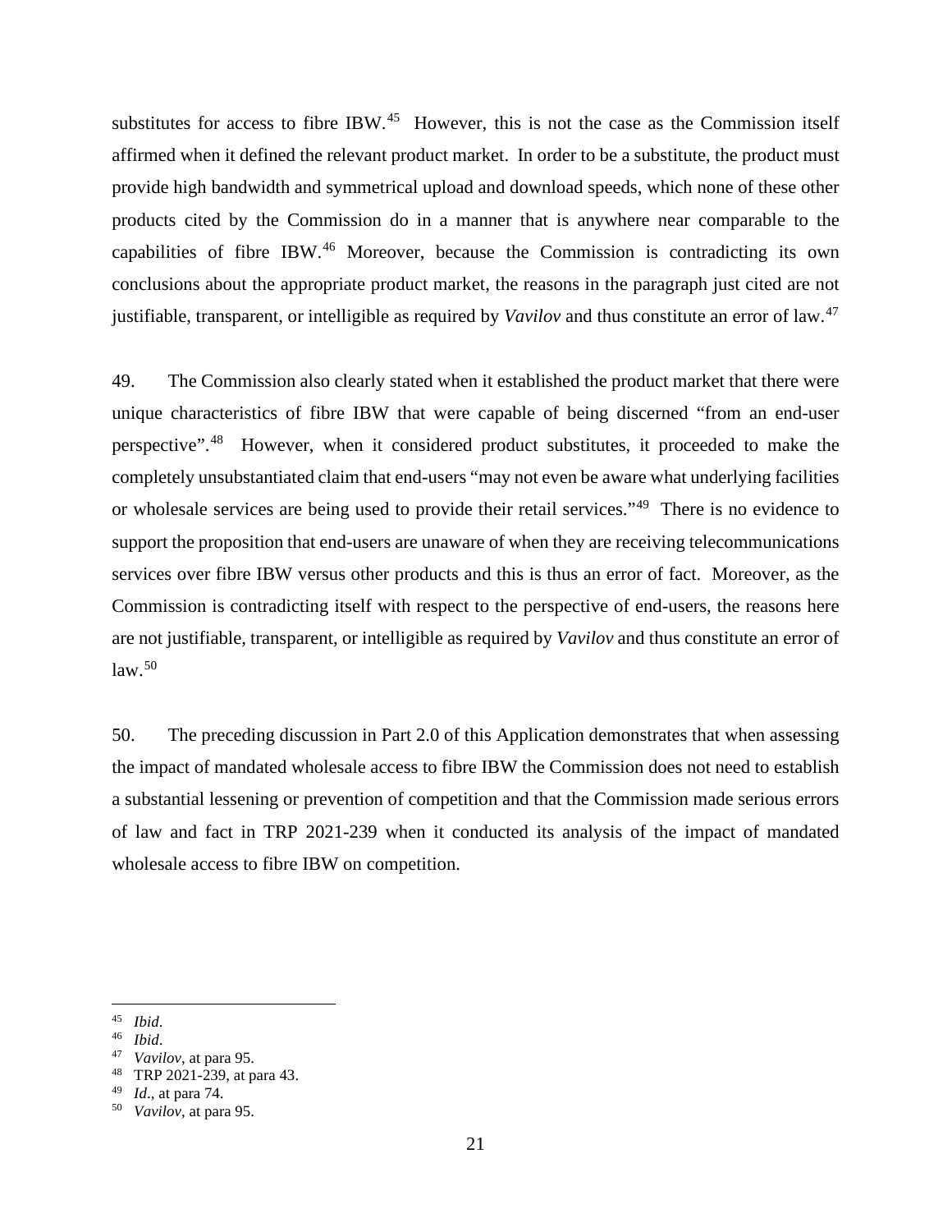substitutes for access to fibre IBW.[45] However, this is not the case as the Commission itself affirmed when it defined the relevant product market. In order to be a substitute, the product must provide high bandwidth and symmetrical upload and download speeds, which none of these other products cited by the Commission do in a manner that is anywhere near comparable to the capabilities of fibre IBW.[46] Moreover, because the Commission is contradicting its own conclusions about the appropriate product market, the reasons in the paragraph just cited are not justifiable, transparent, or intelligible as required by *Vavilov* and thus constitute an error of law.[47]

49. The Commission also clearly stated when it established the product market that there were unique characteristics of fibre IBW that were capable of being discerned "from an end-user perspective".[48] However, when it considered product substitutes, it proceeded to make the completely unsubstantiated claim that end-users "may not even be aware what underlying facilities or wholesale services are being used to provide their retail services."[49] There is no evidence to support the proposition that end-users are unaware of when they are receiving telecommunications services over fibre IBW versus other products and this is thus an error of fact. Moreover, as the Commission is contradicting itself with respect to the perspective of end-users, the reasons here are not justifiable, transparent, or intelligible as required by *Vavilov* and thus constitute an error of law.[50]

50. The preceding discussion in Part 2.0 of this Application demonstrates that when assessing the impact of mandated wholesale access to fibre IBW the Commission does not need to establish a substantial lessening or prevention of competition and that the Commission made serious errors of law and fact in TRP 2021-239 when it conducted its analysis of the impact of mandated wholesale access to fibre IBW on competition.

---

[45] *Ibid*.

[46] *Ibid*.

[47] *Vavilov*, at para 95.

[48] TRP 2021-239, at para 43.

[49] *Id*., at para 74.

[50] *Vavilov*, at para 95.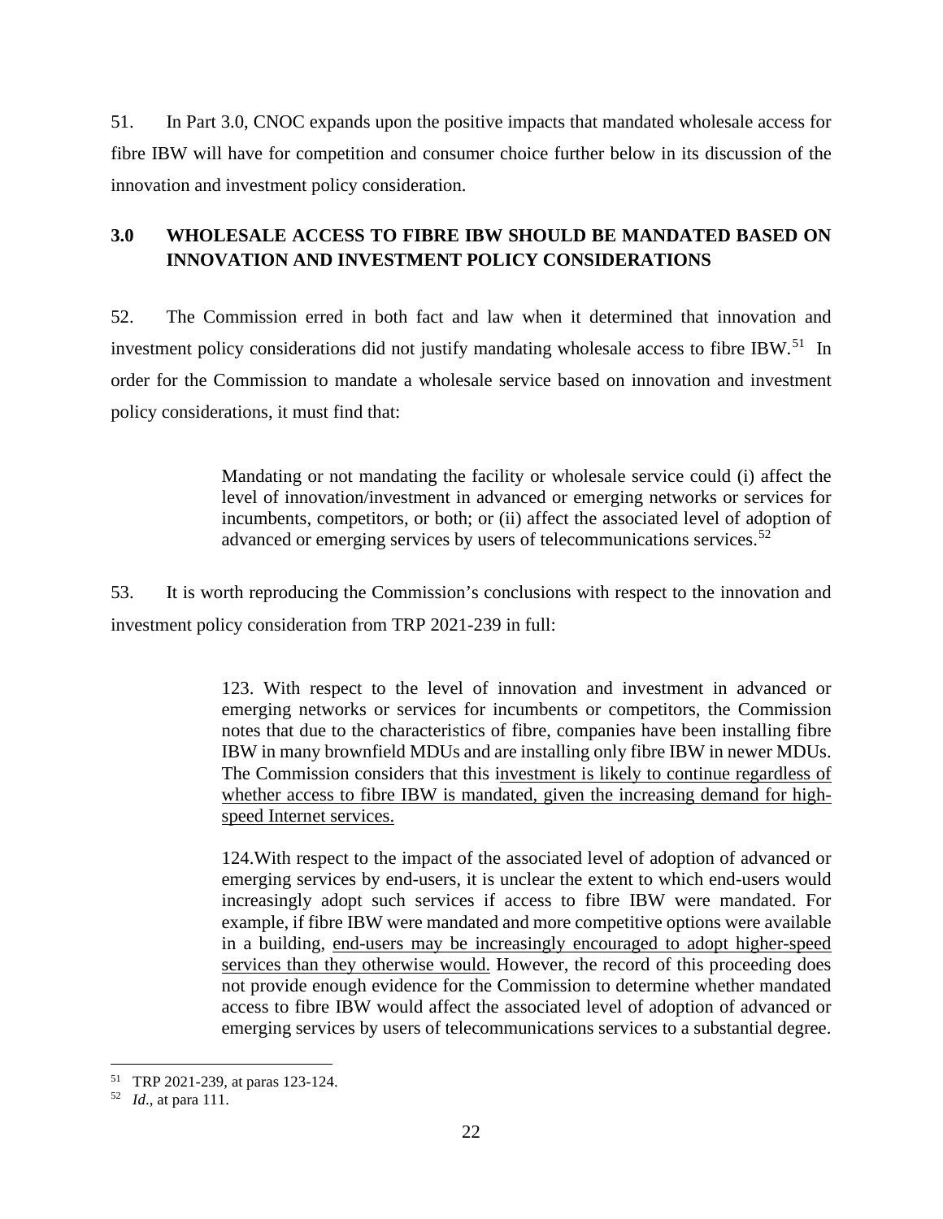51. In Part 3.0, CNOC expands upon the positive impacts that mandated wholesale access for fibre IBW will have for competition and consumer choice further below in its discussion of the innovation and investment policy consideration.

## 3.0 WHOLESALE ACCESS TO FIBRE IBW SHOULD BE MANDATED BASED ON INNOVATION AND INVESTMENT POLICY CONSIDERATIONS

52. The Commission erred in both fact and law when it determined that innovation and investment policy considerations did not justify mandating wholesale access to fibre IBW.[51] In order for the Commission to mandate a wholesale service based on innovation and investment policy considerations, it must find that:

> Mandating or not mandating the facility or wholesale service could (i) affect the level of innovation/investment in advanced or emerging networks or services for incumbents, competitors, or both; or (ii) affect the associated level of adoption of advanced or emerging services by users of telecommunications services.[52]

53. It is worth reproducing the Commission's conclusions with respect to the innovation and investment policy consideration from TRP 2021-239 in full:

> 123. With respect to the level of innovation and investment in advanced or emerging networks or services for incumbents or competitors, the Commission notes that due to the characteristics of fibre, companies have been installing fibre IBW in many brownfield MDUs and are installing only fibre IBW in newer MDUs. The Commission considers that this <u>investment is likely to continue regardless of whether access to fibre IBW is mandated, given the increasing demand for high-speed Internet services.</u>
>
> 124. With respect to the impact of the associated level of adoption of advanced or emerging services by end-users, it is unclear the extent to which end-users would increasingly adopt such services if access to fibre IBW were mandated. For example, if fibre IBW were mandated and more competitive options were available in a building, <u>end-users may be increasingly encouraged to adopt higher-speed services than they otherwise would.</u> However, the record of this proceeding does not provide enough evidence for the Commission to determine whether mandated access to fibre IBW would affect the associated level of adoption of advanced or emerging services by users of telecommunications services to a substantial degree.

---

[51] TRP 2021-239, at paras 123-124.

[52] *Id*., at para 111.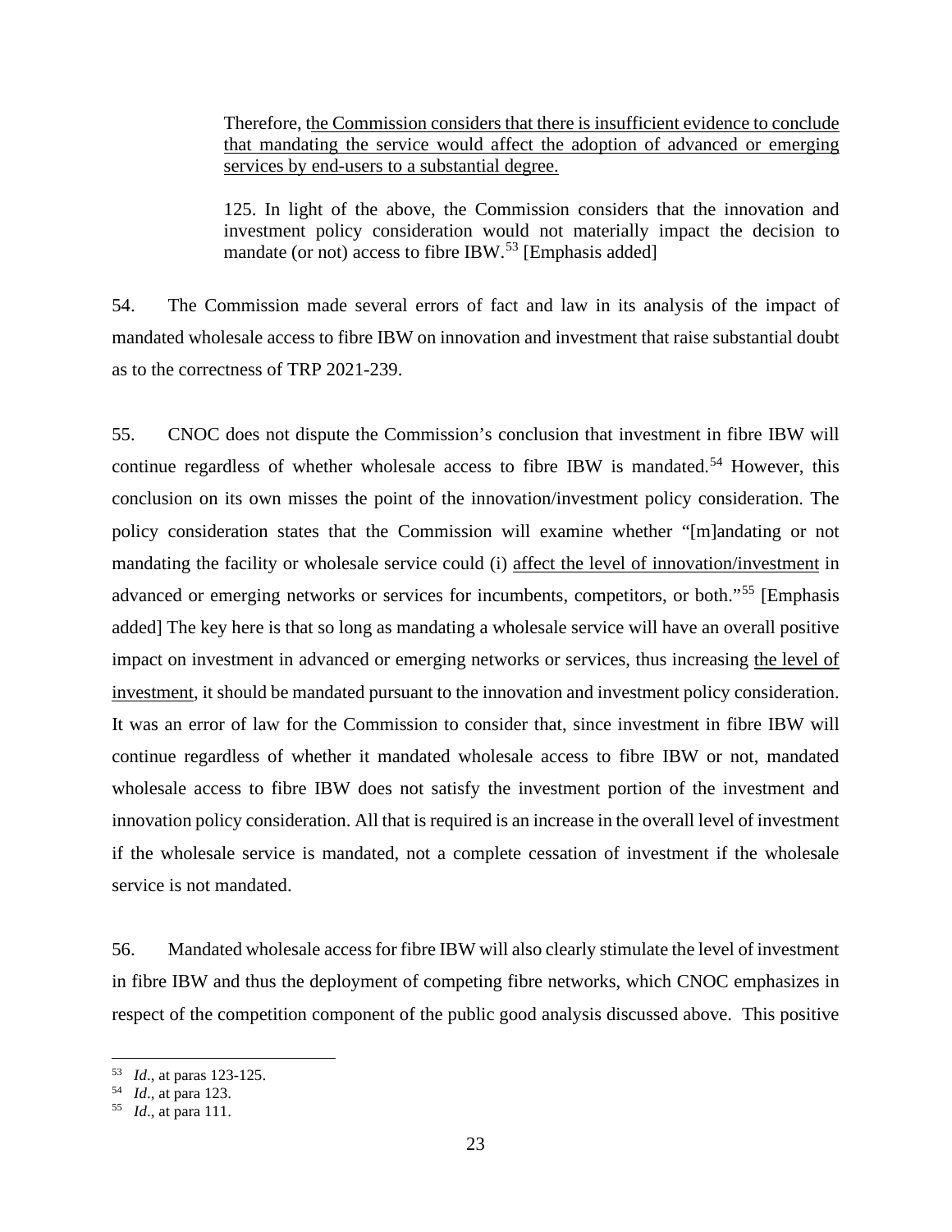> Therefore, <u>the Commission considers that there is insufficient evidence to conclude that mandating the service would affect the adoption of advanced or emerging services by end-users to a substantial degree.</u>
>
> 125. In light of the above, the Commission considers that the innovation and investment policy consideration would not materially impact the decision to mandate (or not) access to fibre IBW.[53] [Emphasis added]

54. The Commission made several errors of fact and law in its analysis of the impact of mandated wholesale access to fibre IBW on innovation and investment that raise substantial doubt as to the correctness of TRP 2021-239.

55. CNOC does not dispute the Commission's conclusion that investment in fibre IBW will continue regardless of whether wholesale access to fibre IBW is mandated.[54] However, this conclusion on its own misses the point of the innovation/investment policy consideration. The policy consideration states that the Commission will examine whether "[m]andating or not mandating the facility or wholesale service could (i) <u>affect the level of innovation/investment</u> in advanced or emerging networks or services for incumbents, competitors, or both."[55] [Emphasis added] The key here is that so long as mandating a wholesale service will have an overall positive impact on investment in advanced or emerging networks or services, thus increasing <u>the level of investment</u>, it should be mandated pursuant to the innovation and investment policy consideration. It was an error of law for the Commission to consider that, since investment in fibre IBW will continue regardless of whether it mandated wholesale access to fibre IBW or not, mandated wholesale access to fibre IBW does not satisfy the investment portion of the investment and innovation policy consideration. All that is required is an increase in the overall level of investment if the wholesale service is mandated, not a complete cessation of investment if the wholesale service is not mandated.

56. Mandated wholesale access for fibre IBW will also clearly stimulate the level of investment in fibre IBW and thus the deployment of competing fibre networks, which CNOC emphasizes in respect of the competition component of the public good analysis discussed above. This positive

---

[53] *Id*., at paras 123-125.

[54] *Id*., at para 123.

[55] *Id*., at para 111.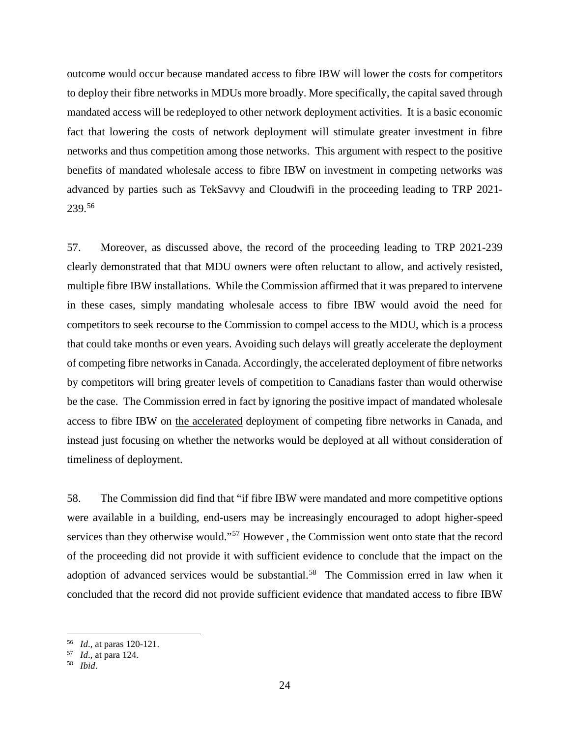outcome would occur because mandated access to fibre IBW will lower the costs for competitors to deploy their fibre networks in MDUs more broadly. More specifically, the capital saved through mandated access will be redeployed to other network deployment activities. It is a basic economic fact that lowering the costs of network deployment will stimulate greater investment in fibre networks and thus competition among those networks. This argument with respect to the positive benefits of mandated wholesale access to fibre IBW on investment in competing networks was advanced by parties such as TekSavvy and Cloudwifi in the proceeding leading to TRP 2021-239.[56]

57. Moreover, as discussed above, the record of the proceeding leading to TRP 2021-239 clearly demonstrated that that MDU owners were often reluctant to allow, and actively resisted, multiple fibre IBW installations. While the Commission affirmed that it was prepared to intervene in these cases, simply mandating wholesale access to fibre IBW would avoid the need for competitors to seek recourse to the Commission to compel access to the MDU, which is a process that could take months or even years. Avoiding such delays will greatly accelerate the deployment of competing fibre networks in Canada. Accordingly, the accelerated deployment of fibre networks by competitors will bring greater levels of competition to Canadians faster than would otherwise be the case. The Commission erred in fact by ignoring the positive impact of mandated wholesale access to fibre IBW on the accelerated deployment of competing fibre networks in Canada, and instead just focusing on whether the networks would be deployed at all without consideration of timeliness of deployment.

58. The Commission did find that "if fibre IBW were mandated and more competitive options were available in a building, end-users may be increasingly encouraged to adopt higher-speed services than they otherwise would."[57] However , the Commission went onto state that the record of the proceeding did not provide it with sufficient evidence to conclude that the impact on the adoption of advanced services would be substantial.[58] The Commission erred in law when it concluded that the record did not provide sufficient evidence that mandated access to fibre IBW

---

[56] *Id*., at paras 120-121.

[57] *Id*., at para 124.

[58] *Ibid*.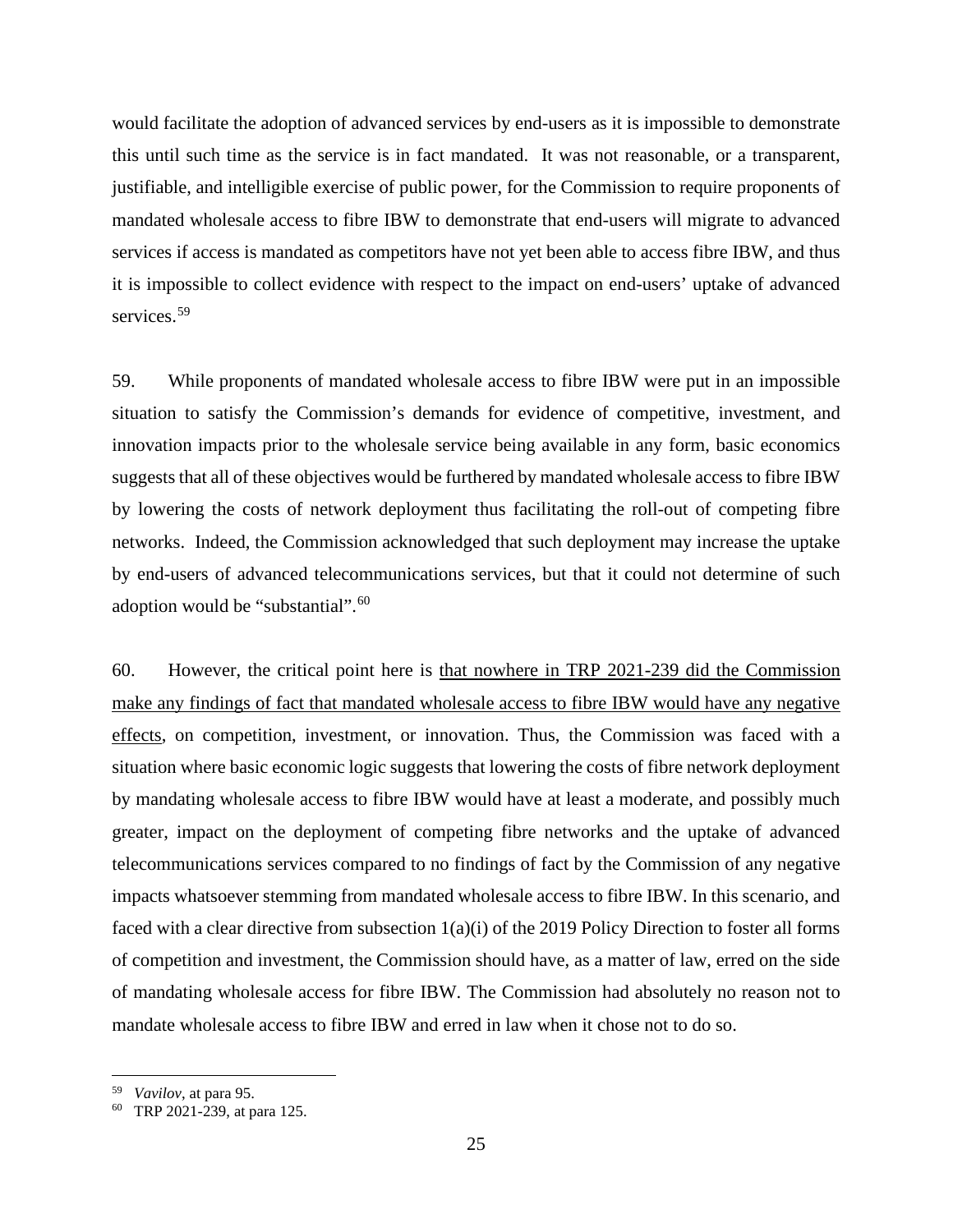would facilitate the adoption of advanced services by end-users as it is impossible to demonstrate this until such time as the service is in fact mandated. It was not reasonable, or a transparent, justifiable, and intelligible exercise of public power, for the Commission to require proponents of mandated wholesale access to fibre IBW to demonstrate that end-users will migrate to advanced services if access is mandated as competitors have not yet been able to access fibre IBW, and thus it is impossible to collect evidence with respect to the impact on end-users' uptake of advanced services.[59]

59. While proponents of mandated wholesale access to fibre IBW were put in an impossible situation to satisfy the Commission's demands for evidence of competitive, investment, and innovation impacts prior to the wholesale service being available in any form, basic economics suggests that all of these objectives would be furthered by mandated wholesale access to fibre IBW by lowering the costs of network deployment thus facilitating the roll-out of competing fibre networks. Indeed, the Commission acknowledged that such deployment may increase the uptake by end-users of advanced telecommunications services, but that it could not determine of such adoption would be "substantial".[60]

60. However, the critical point here is <u>that nowhere in TRP 2021-239 did the Commission make any findings of fact that mandated wholesale access to fibre IBW would have any negative effects</u>, on competition, investment, or innovation. Thus, the Commission was faced with a situation where basic economic logic suggests that lowering the costs of fibre network deployment by mandating wholesale access to fibre IBW would have at least a moderate, and possibly much greater, impact on the deployment of competing fibre networks and the uptake of advanced telecommunications services compared to no findings of fact by the Commission of any negative impacts whatsoever stemming from mandated wholesale access to fibre IBW. In this scenario, and faced with a clear directive from subsection 1(a)(i) of the 2019 Policy Direction to foster all forms of competition and investment, the Commission should have, as a matter of law, erred on the side of mandating wholesale access for fibre IBW. The Commission had absolutely no reason not to mandate wholesale access to fibre IBW and erred in law when it chose not to do so.

---

[59] *Vavilov*, at para 95.

[60] TRP 2021-239, at para 125.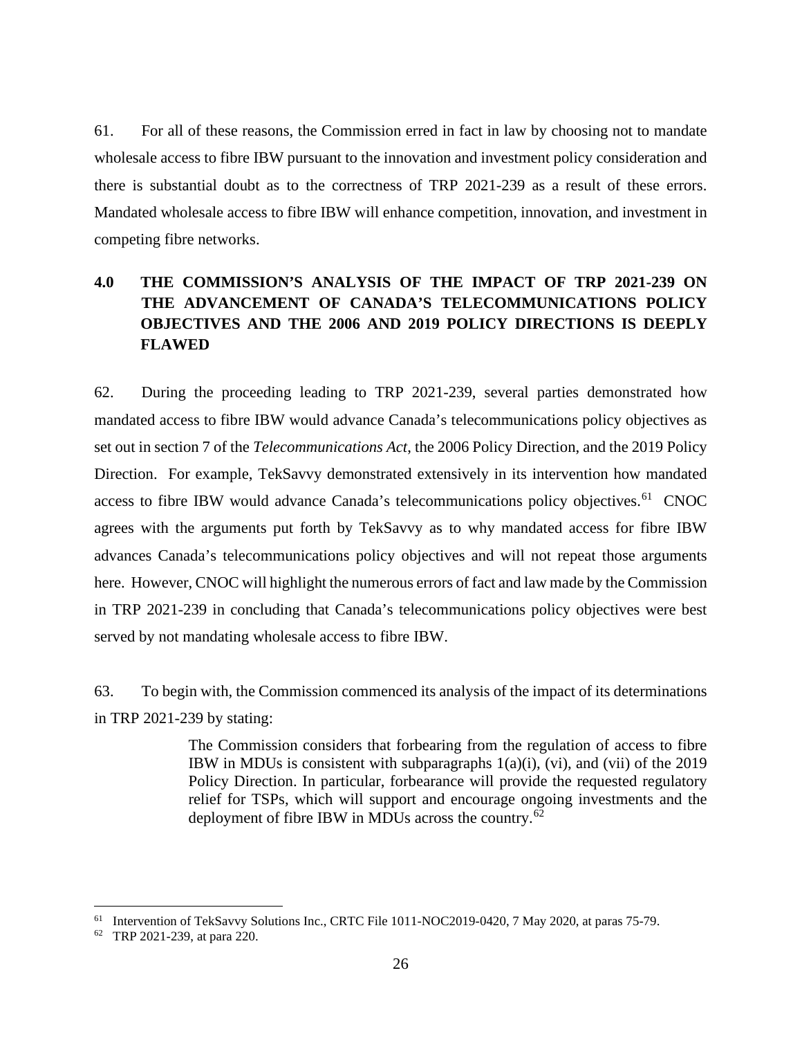61. For all of these reasons, the Commission erred in fact in law by choosing not to mandate wholesale access to fibre IBW pursuant to the innovation and investment policy consideration and there is substantial doubt as to the correctness of TRP 2021-239 as a result of these errors. Mandated wholesale access to fibre IBW will enhance competition, innovation, and investment in competing fibre networks.

## 4.0 THE COMMISSION'S ANALYSIS OF THE IMPACT OF TRP 2021-239 ON THE ADVANCEMENT OF CANADA'S TELECOMMUNICATIONS POLICY OBJECTIVES AND THE 2006 AND 2019 POLICY DIRECTIONS IS DEEPLY FLAWED

62. During the proceeding leading to TRP 2021-239, several parties demonstrated how mandated access to fibre IBW would advance Canada's telecommunications policy objectives as set out in section 7 of the *Telecommunications Act*, the 2006 Policy Direction, and the 2019 Policy Direction. For example, TekSavvy demonstrated extensively in its intervention how mandated access to fibre IBW would advance Canada's telecommunications policy objectives.[61] CNOC agrees with the arguments put forth by TekSavvy as to why mandated access for fibre IBW advances Canada's telecommunications policy objectives and will not repeat those arguments here. However, CNOC will highlight the numerous errors of fact and law made by the Commission in TRP 2021-239 in concluding that Canada's telecommunications policy objectives were best served by not mandating wholesale access to fibre IBW.

63. To begin with, the Commission commenced its analysis of the impact of its determinations in TRP 2021-239 by stating:

> The Commission considers that forbearing from the regulation of access to fibre IBW in MDUs is consistent with subparagraphs 1(a)(i), (vi), and (vii) of the 2019 Policy Direction. In particular, forbearance will provide the requested regulatory relief for TSPs, which will support and encourage ongoing investments and the deployment of fibre IBW in MDUs across the country.[62]

[61] Intervention of TekSavvy Solutions Inc., CRTC File 1011-NOC2019-0420, 7 May 2020, at paras 75-79.

[62] TRP 2021-239, at para 220.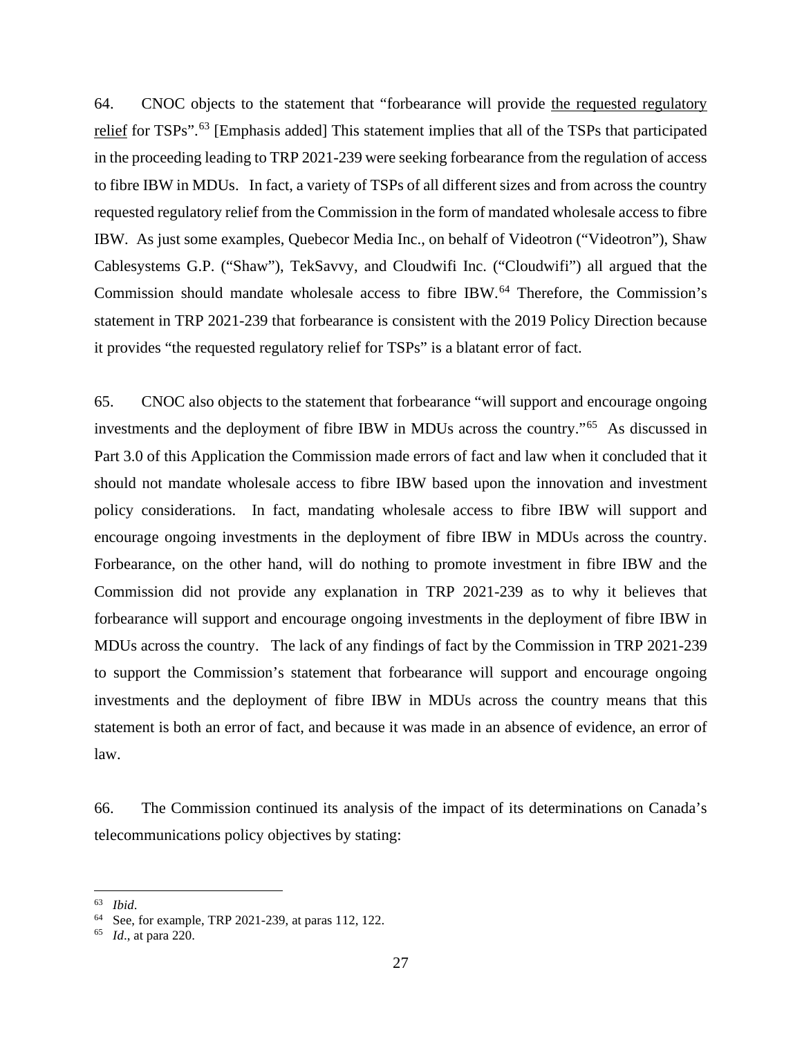64. CNOC objects to the statement that "forbearance will provide the requested regulatory relief for TSPs".[63] [Emphasis added] This statement implies that all of the TSPs that participated in the proceeding leading to TRP 2021-239 were seeking forbearance from the regulation of access to fibre IBW in MDUs. In fact, a variety of TSPs of all different sizes and from across the country requested regulatory relief from the Commission in the form of mandated wholesale access to fibre IBW. As just some examples, Quebecor Media Inc., on behalf of Videotron ("Videotron"), Shaw Cablesystems G.P. ("Shaw"), TekSavvy, and Cloudwifi Inc. ("Cloudwifi") all argued that the Commission should mandate wholesale access to fibre IBW.[64] Therefore, the Commission's statement in TRP 2021-239 that forbearance is consistent with the 2019 Policy Direction because it provides "the requested regulatory relief for TSPs" is a blatant error of fact.

65. CNOC also objects to the statement that forbearance "will support and encourage ongoing investments and the deployment of fibre IBW in MDUs across the country."[65] As discussed in Part 3.0 of this Application the Commission made errors of fact and law when it concluded that it should not mandate wholesale access to fibre IBW based upon the innovation and investment policy considerations. In fact, mandating wholesale access to fibre IBW will support and encourage ongoing investments in the deployment of fibre IBW in MDUs across the country. Forbearance, on the other hand, will do nothing to promote investment in fibre IBW and the Commission did not provide any explanation in TRP 2021-239 as to why it believes that forbearance will support and encourage ongoing investments in the deployment of fibre IBW in MDUs across the country. The lack of any findings of fact by the Commission in TRP 2021-239 to support the Commission's statement that forbearance will support and encourage ongoing investments and the deployment of fibre IBW in MDUs across the country means that this statement is both an error of fact, and because it was made in an absence of evidence, an error of law.

66. The Commission continued its analysis of the impact of its determinations on Canada's telecommunications policy objectives by stating:

---

[63] *Ibid*.

[64] See, for example, TRP 2021-239, at paras 112, 122.

[65] *Id*., at para 220.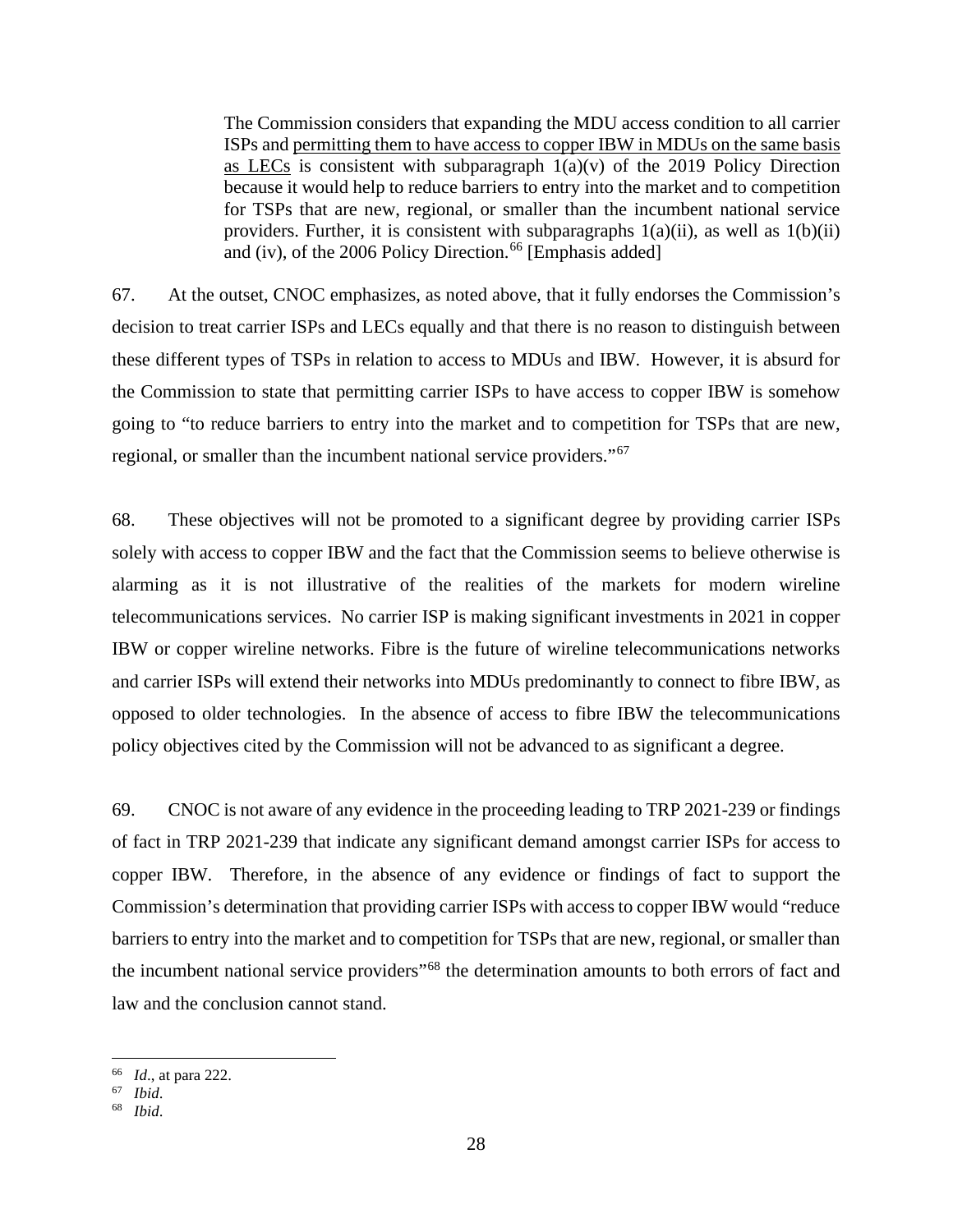> The Commission considers that expanding the MDU access condition to all carrier ISPs and <u>permitting them to have access to copper IBW in MDUs on the same basis as LECs</u> is consistent with subparagraph 1(a)(v) of the 2019 Policy Direction because it would help to reduce barriers to entry into the market and to competition for TSPs that are new, regional, or smaller than the incumbent national service providers. Further, it is consistent with subparagraphs 1(a)(ii), as well as 1(b)(ii) and (iv), of the 2006 Policy Direction.[66] [Emphasis added]

67. At the outset, CNOC emphasizes, as noted above, that it fully endorses the Commission's decision to treat carrier ISPs and LECs equally and that there is no reason to distinguish between these different types of TSPs in relation to access to MDUs and IBW. However, it is absurd for the Commission to state that permitting carrier ISPs to have access to copper IBW is somehow going to "to reduce barriers to entry into the market and to competition for TSPs that are new, regional, or smaller than the incumbent national service providers."[67]

68. These objectives will not be promoted to a significant degree by providing carrier ISPs solely with access to copper IBW and the fact that the Commission seems to believe otherwise is alarming as it is not illustrative of the realities of the markets for modern wireline telecommunications services. No carrier ISP is making significant investments in 2021 in copper IBW or copper wireline networks. Fibre is the future of wireline telecommunications networks and carrier ISPs will extend their networks into MDUs predominantly to connect to fibre IBW, as opposed to older technologies. In the absence of access to fibre IBW the telecommunications policy objectives cited by the Commission will not be advanced to as significant a degree.

69. CNOC is not aware of any evidence in the proceeding leading to TRP 2021-239 or findings of fact in TRP 2021-239 that indicate any significant demand amongst carrier ISPs for access to copper IBW. Therefore, in the absence of any evidence or findings of fact to support the Commission's determination that providing carrier ISPs with access to copper IBW would "reduce barriers to entry into the market and to competition for TSPs that are new, regional, or smaller than the incumbent national service providers"[68] the determination amounts to both errors of fact and law and the conclusion cannot stand.

---

[66] *Id.*, at para 222.

[67] *Ibid.*

[68] *Ibid.*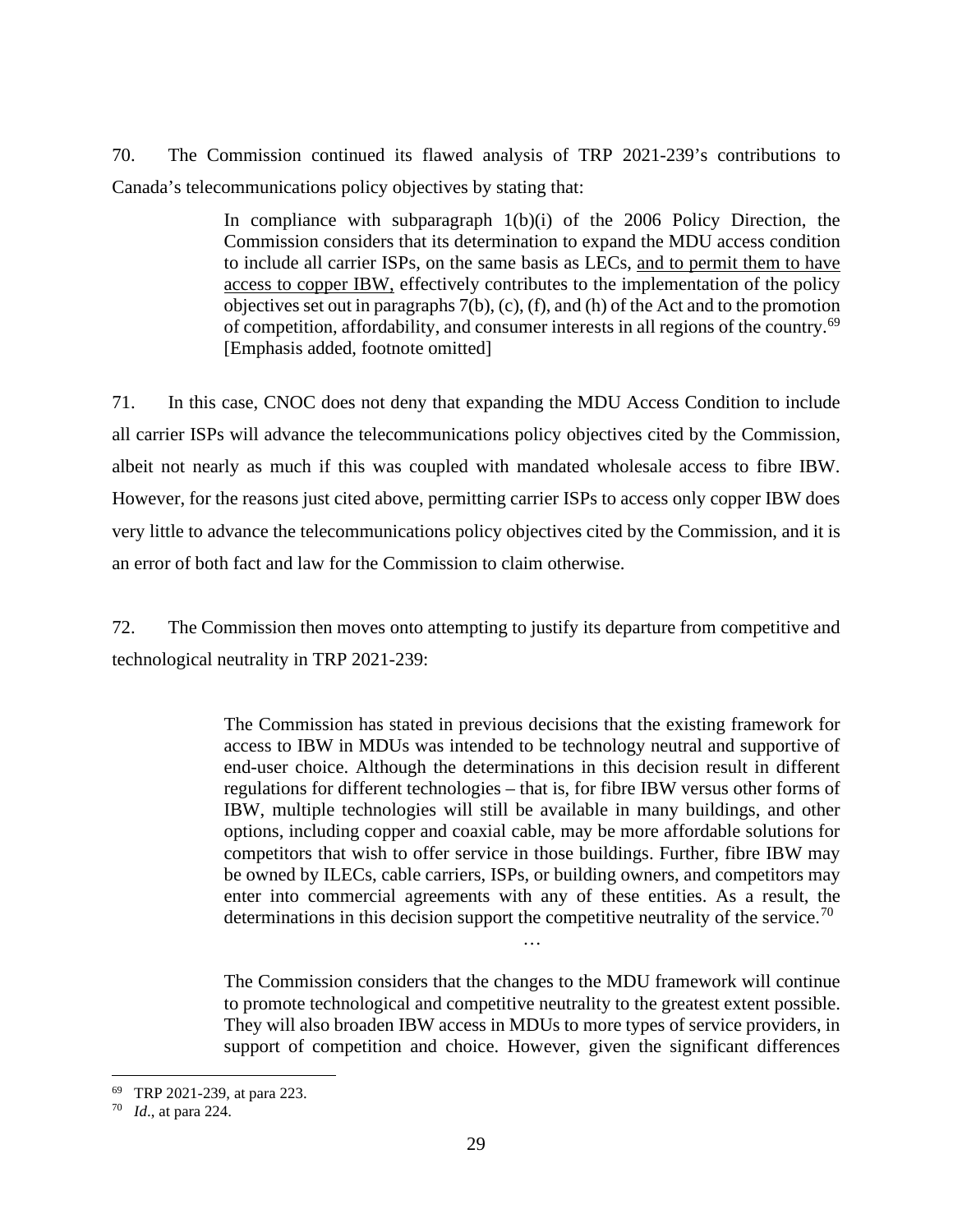70. The Commission continued its flawed analysis of TRP 2021-239's contributions to Canada's telecommunications policy objectives by stating that:

> In compliance with subparagraph 1(b)(i) of the 2006 Policy Direction, the Commission considers that its determination to expand the MDU access condition to include all carrier ISPs, on the same basis as LECs, <u>and to permit them to have access to copper IBW,</u> effectively contributes to the implementation of the policy objectives set out in paragraphs 7(b), (c), (f), and (h) of the Act and to the promotion of competition, affordability, and consumer interests in all regions of the country.[69] [Emphasis added, footnote omitted]

71. In this case, CNOC does not deny that expanding the MDU Access Condition to include all carrier ISPs will advance the telecommunications policy objectives cited by the Commission, albeit not nearly as much if this was coupled with mandated wholesale access to fibre IBW. However, for the reasons just cited above, permitting carrier ISPs to access only copper IBW does very little to advance the telecommunications policy objectives cited by the Commission, and it is an error of both fact and law for the Commission to claim otherwise.

72. The Commission then moves onto attempting to justify its departure from competitive and technological neutrality in TRP 2021-239:

> The Commission has stated in previous decisions that the existing framework for access to IBW in MDUs was intended to be technology neutral and supportive of end-user choice. Although the determinations in this decision result in different regulations for different technologies – that is, for fibre IBW versus other forms of IBW, multiple technologies will still be available in many buildings, and other options, including copper and coaxial cable, may be more affordable solutions for competitors that wish to offer service in those buildings. Further, fibre IBW may be owned by ILECs, cable carriers, ISPs, or building owners, and competitors may enter into commercial agreements with any of these entities. As a result, the determinations in this decision support the competitive neutrality of the service.[70]
>
> …
>
> The Commission considers that the changes to the MDU framework will continue to promote technological and competitive neutrality to the greatest extent possible. They will also broaden IBW access in MDUs to more types of service providers, in support of competition and choice. However, given the significant differences

[69] TRP 2021-239, at para 223.

[70] *Id*., at para 224.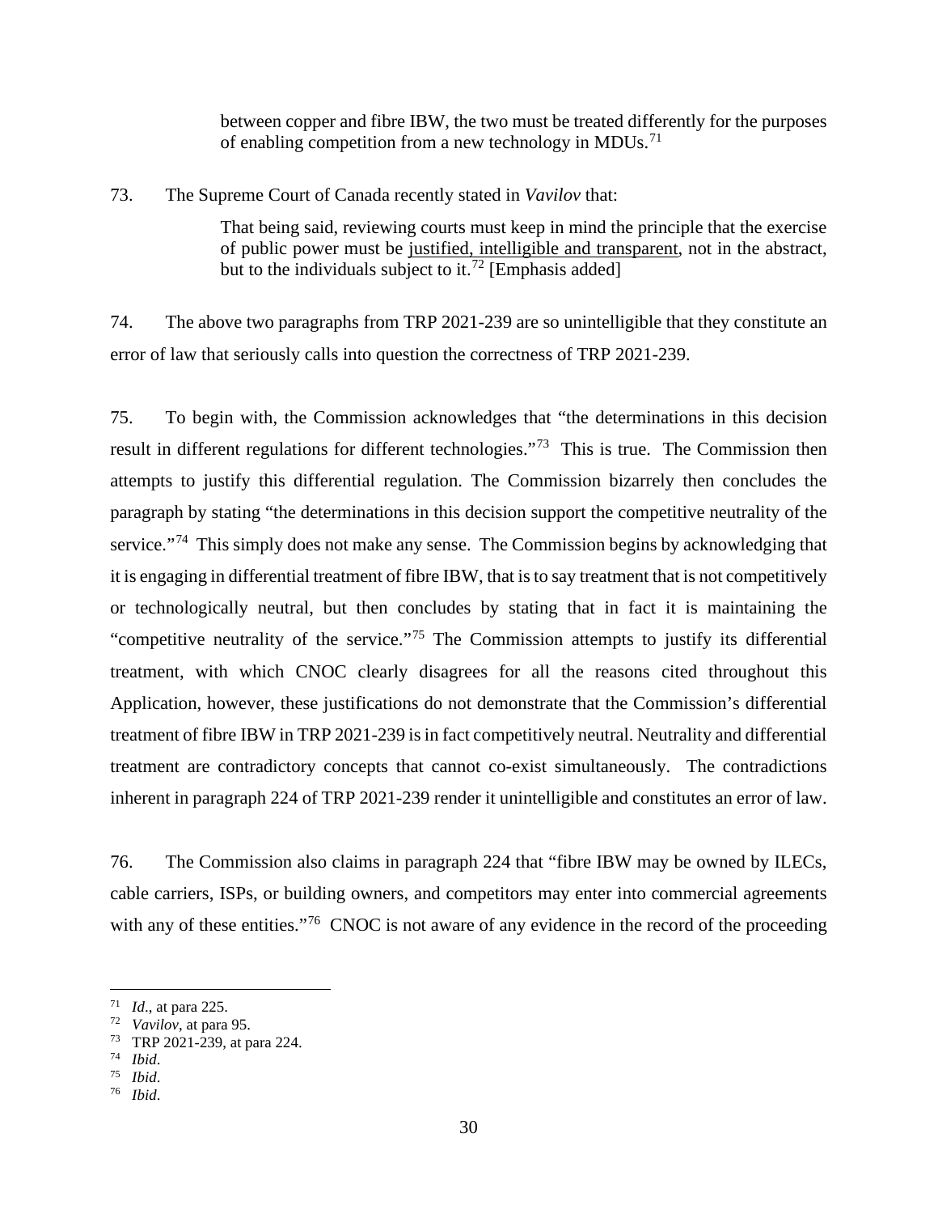> between copper and fibre IBW, the two must be treated differently for the purposes of enabling competition from a new technology in MDUs.[71]

73. The Supreme Court of Canada recently stated in *Vavilov* that:

> That being said, reviewing courts must keep in mind the principle that the exercise of public power must be justified, intelligible and transparent, not in the abstract, but to the individuals subject to it.[72] [Emphasis added]

74. The above two paragraphs from TRP 2021-239 are so unintelligible that they constitute an error of law that seriously calls into question the correctness of TRP 2021-239.

75. To begin with, the Commission acknowledges that "the determinations in this decision result in different regulations for different technologies."[73] This is true. The Commission then attempts to justify this differential regulation. The Commission bizarrely then concludes the paragraph by stating "the determinations in this decision support the competitive neutrality of the service."[74] This simply does not make any sense. The Commission begins by acknowledging that it is engaging in differential treatment of fibre IBW, that is to say treatment that is not competitively or technologically neutral, but then concludes by stating that in fact it is maintaining the "competitive neutrality of the service."[75] The Commission attempts to justify its differential treatment, with which CNOC clearly disagrees for all the reasons cited throughout this Application, however, these justifications do not demonstrate that the Commission's differential treatment of fibre IBW in TRP 2021-239 is in fact competitively neutral. Neutrality and differential treatment are contradictory concepts that cannot co-exist simultaneously. The contradictions inherent in paragraph 224 of TRP 2021-239 render it unintelligible and constitutes an error of law.

76. The Commission also claims in paragraph 224 that "fibre IBW may be owned by ILECs, cable carriers, ISPs, or building owners, and competitors may enter into commercial agreements with any of these entities."[76] CNOC is not aware of any evidence in the record of the proceeding

---

[71] *Id*., at para 225.
[72] *Vavilov*, at para 95.
[73] TRP 2021-239, at para 224.
[74] *Ibid*.
[75] *Ibid*.
[76] *Ibid*.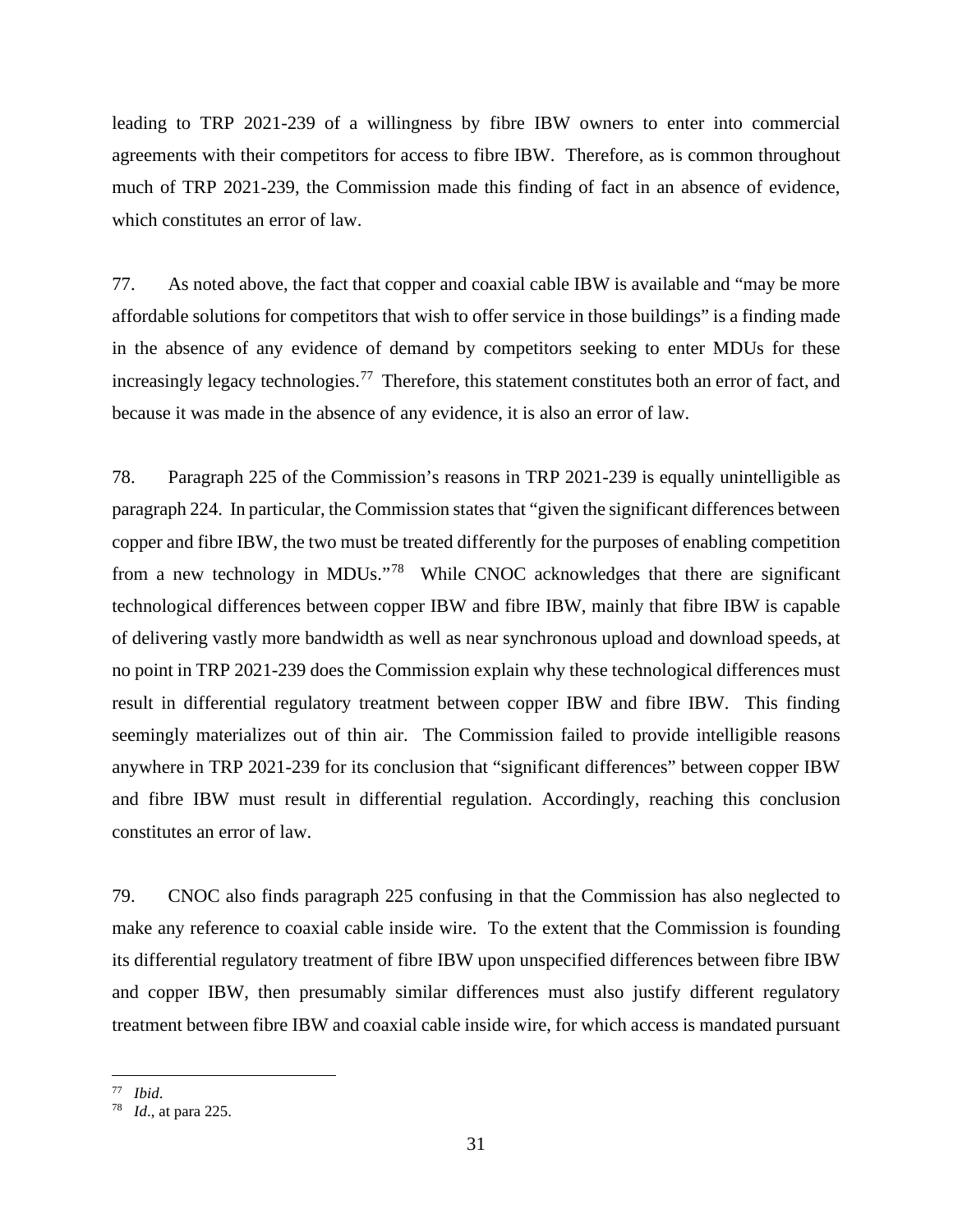leading to TRP 2021-239 of a willingness by fibre IBW owners to enter into commercial agreements with their competitors for access to fibre IBW. Therefore, as is common throughout much of TRP 2021-239, the Commission made this finding of fact in an absence of evidence, which constitutes an error of law.

77. As noted above, the fact that copper and coaxial cable IBW is available and "may be more affordable solutions for competitors that wish to offer service in those buildings" is a finding made in the absence of any evidence of demand by competitors seeking to enter MDUs for these increasingly legacy technologies.[77] Therefore, this statement constitutes both an error of fact, and because it was made in the absence of any evidence, it is also an error of law.

78. Paragraph 225 of the Commission's reasons in TRP 2021-239 is equally unintelligible as paragraph 224. In particular, the Commission states that "given the significant differences between copper and fibre IBW, the two must be treated differently for the purposes of enabling competition from a new technology in MDUs."[78] While CNOC acknowledges that there are significant technological differences between copper IBW and fibre IBW, mainly that fibre IBW is capable of delivering vastly more bandwidth as well as near synchronous upload and download speeds, at no point in TRP 2021-239 does the Commission explain why these technological differences must result in differential regulatory treatment between copper IBW and fibre IBW. This finding seemingly materializes out of thin air. The Commission failed to provide intelligible reasons anywhere in TRP 2021-239 for its conclusion that "significant differences" between copper IBW and fibre IBW must result in differential regulation. Accordingly, reaching this conclusion constitutes an error of law.

79. CNOC also finds paragraph 225 confusing in that the Commission has also neglected to make any reference to coaxial cable inside wire. To the extent that the Commission is founding its differential regulatory treatment of fibre IBW upon unspecified differences between fibre IBW and copper IBW, then presumably similar differences must also justify different regulatory treatment between fibre IBW and coaxial cable inside wire, for which access is mandated pursuant

---

[77] *Ibid.*

[78] *Id.*, at para 225.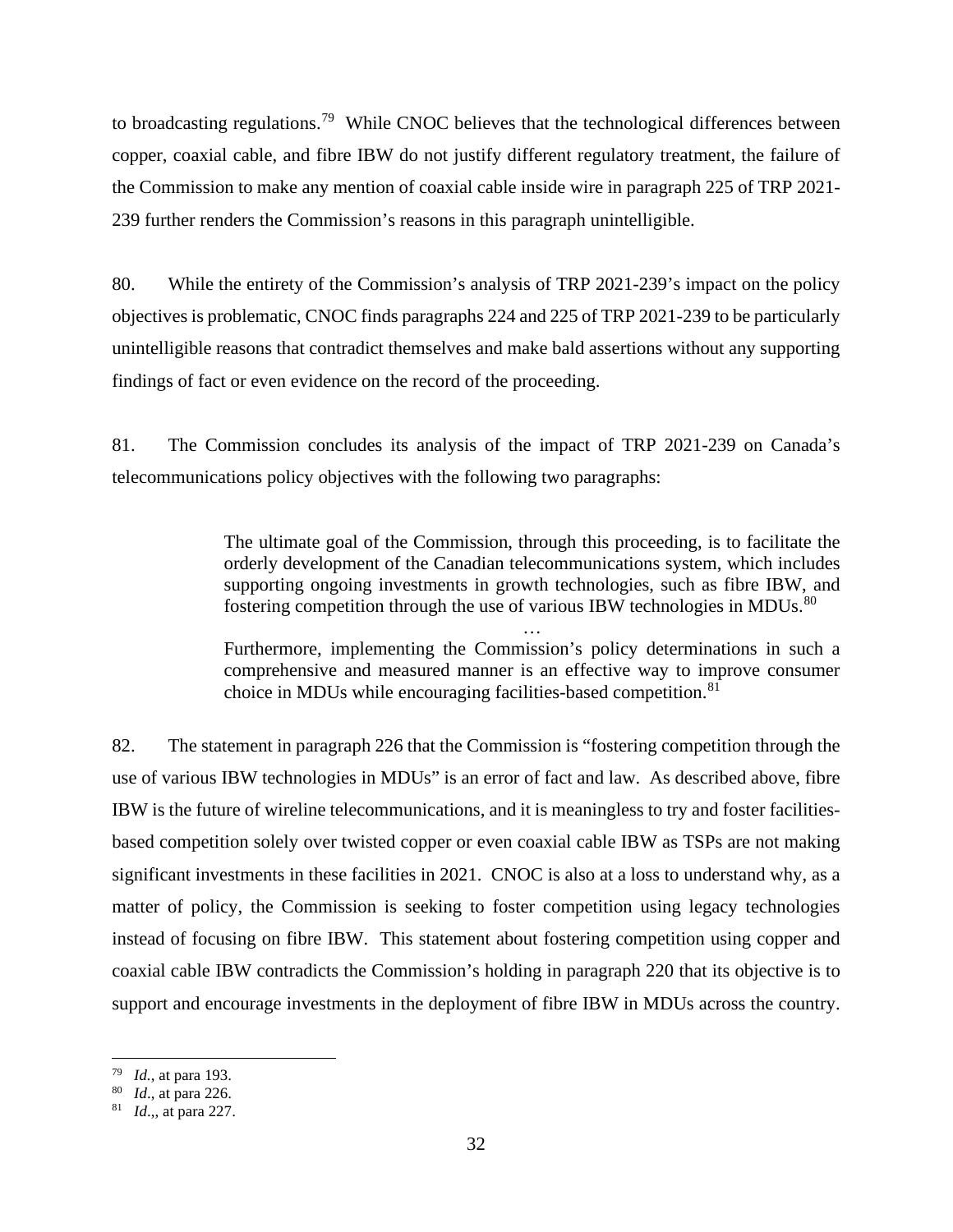to broadcasting regulations.[79] While CNOC believes that the technological differences between copper, coaxial cable, and fibre IBW do not justify different regulatory treatment, the failure of the Commission to make any mention of coaxial cable inside wire in paragraph 225 of TRP 2021-239 further renders the Commission's reasons in this paragraph unintelligible.

80. While the entirety of the Commission's analysis of TRP 2021-239's impact on the policy objectives is problematic, CNOC finds paragraphs 224 and 225 of TRP 2021-239 to be particularly unintelligible reasons that contradict themselves and make bald assertions without any supporting findings of fact or even evidence on the record of the proceeding.

81. The Commission concludes its analysis of the impact of TRP 2021-239 on Canada's telecommunications policy objectives with the following two paragraphs:

> The ultimate goal of the Commission, through this proceeding, is to facilitate the orderly development of the Canadian telecommunications system, which includes supporting ongoing investments in growth technologies, such as fibre IBW, and fostering competition through the use of various IBW technologies in MDUs.[80]
>
> …
>
> Furthermore, implementing the Commission's policy determinations in such a comprehensive and measured manner is an effective way to improve consumer choice in MDUs while encouraging facilities-based competition.[81]

82. The statement in paragraph 226 that the Commission is "fostering competition through the use of various IBW technologies in MDUs" is an error of fact and law. As described above, fibre IBW is the future of wireline telecommunications, and it is meaningless to try and foster facilities-based competition solely over twisted copper or even coaxial cable IBW as TSPs are not making significant investments in these facilities in 2021. CNOC is also at a loss to understand why, as a matter of policy, the Commission is seeking to foster competition using legacy technologies instead of focusing on fibre IBW. This statement about fostering competition using copper and coaxial cable IBW contradicts the Commission's holding in paragraph 220 that its objective is to support and encourage investments in the deployment of fibre IBW in MDUs across the country.

---

[79] *Id.*, at para 193.

[80] *Id*., at para 226.

[81] *Id*.,, at para 227.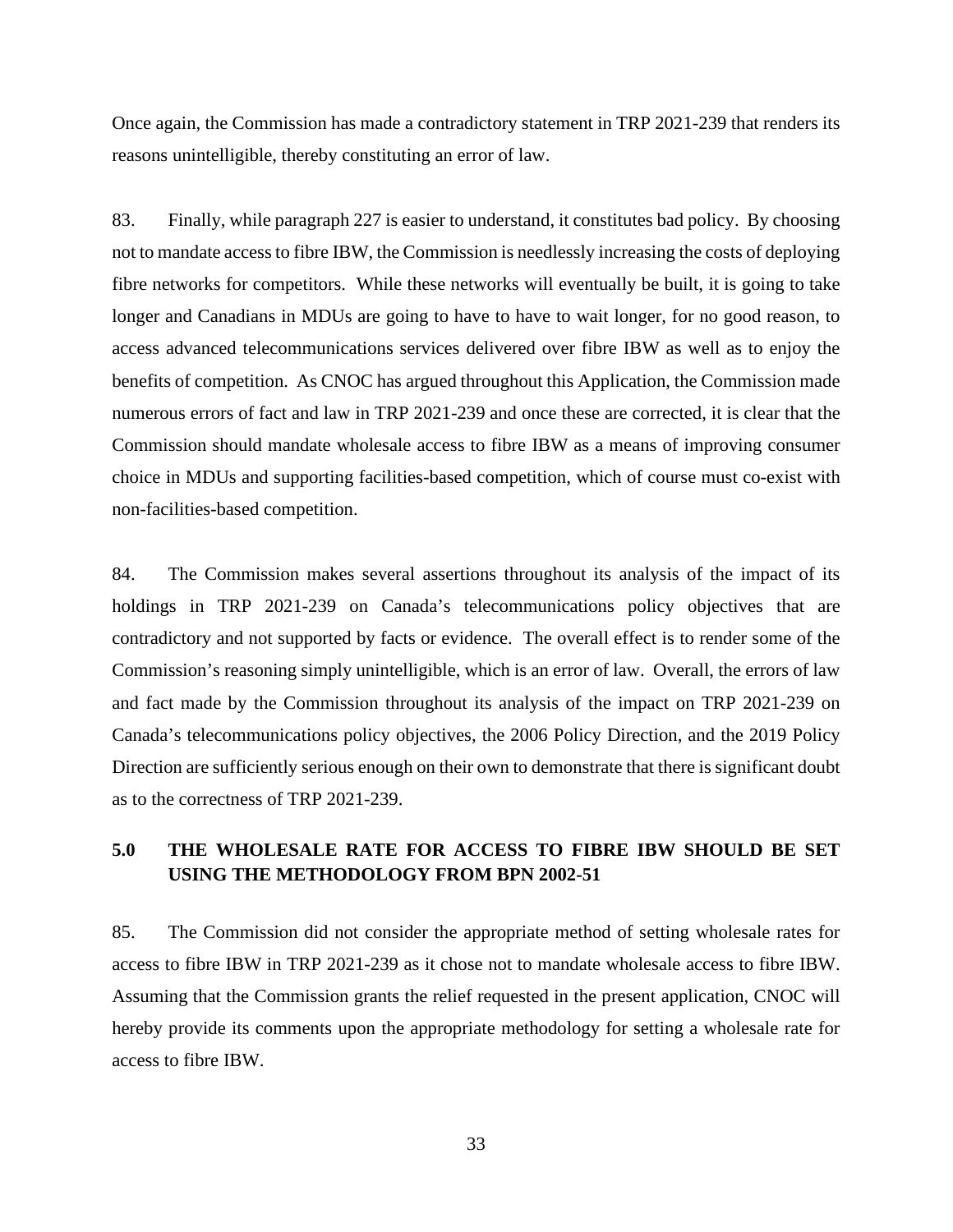Once again, the Commission has made a contradictory statement in TRP 2021-239 that renders its reasons unintelligible, thereby constituting an error of law.

83. Finally, while paragraph 227 is easier to understand, it constitutes bad policy. By choosing not to mandate access to fibre IBW, the Commission is needlessly increasing the costs of deploying fibre networks for competitors. While these networks will eventually be built, it is going to take longer and Canadians in MDUs are going to have to have to wait longer, for no good reason, to access advanced telecommunications services delivered over fibre IBW as well as to enjoy the benefits of competition. As CNOC has argued throughout this Application, the Commission made numerous errors of fact and law in TRP 2021-239 and once these are corrected, it is clear that the Commission should mandate wholesale access to fibre IBW as a means of improving consumer choice in MDUs and supporting facilities-based competition, which of course must co-exist with non-facilities-based competition.

84. The Commission makes several assertions throughout its analysis of the impact of its holdings in TRP 2021-239 on Canada's telecommunications policy objectives that are contradictory and not supported by facts or evidence. The overall effect is to render some of the Commission's reasoning simply unintelligible, which is an error of law. Overall, the errors of law and fact made by the Commission throughout its analysis of the impact on TRP 2021-239 on Canada's telecommunications policy objectives, the 2006 Policy Direction, and the 2019 Policy Direction are sufficiently serious enough on their own to demonstrate that there is significant doubt as to the correctness of TRP 2021-239.

## 5.0 THE WHOLESALE RATE FOR ACCESS TO FIBRE IBW SHOULD BE SET USING THE METHODOLOGY FROM BPN 2002-51

85. The Commission did not consider the appropriate method of setting wholesale rates for access to fibre IBW in TRP 2021-239 as it chose not to mandate wholesale access to fibre IBW. Assuming that the Commission grants the relief requested in the present application, CNOC will hereby provide its comments upon the appropriate methodology for setting a wholesale rate for access to fibre IBW.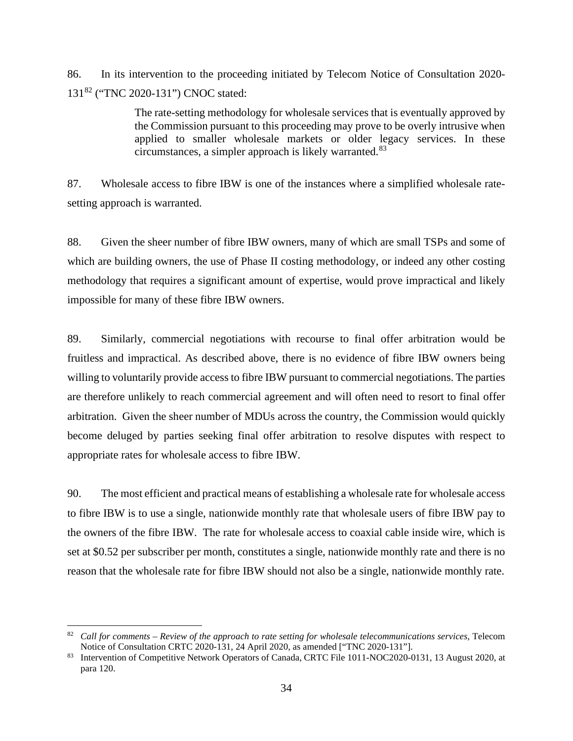86. In its intervention to the proceeding initiated by Telecom Notice of Consultation 2020-131[82] ("TNC 2020-131") CNOC stated:

> The rate-setting methodology for wholesale services that is eventually approved by the Commission pursuant to this proceeding may prove to be overly intrusive when applied to smaller wholesale markets or older legacy services. In these circumstances, a simpler approach is likely warranted.[83]

87. Wholesale access to fibre IBW is one of the instances where a simplified wholesale rate-setting approach is warranted.

88. Given the sheer number of fibre IBW owners, many of which are small TSPs and some of which are building owners, the use of Phase II costing methodology, or indeed any other costing methodology that requires a significant amount of expertise, would prove impractical and likely impossible for many of these fibre IBW owners.

89. Similarly, commercial negotiations with recourse to final offer arbitration would be fruitless and impractical. As described above, there is no evidence of fibre IBW owners being willing to voluntarily provide access to fibre IBW pursuant to commercial negotiations. The parties are therefore unlikely to reach commercial agreement and will often need to resort to final offer arbitration. Given the sheer number of MDUs across the country, the Commission would quickly become deluged by parties seeking final offer arbitration to resolve disputes with respect to appropriate rates for wholesale access to fibre IBW.

90. The most efficient and practical means of establishing a wholesale rate for wholesale access to fibre IBW is to use a single, nationwide monthly rate that wholesale users of fibre IBW pay to the owners of the fibre IBW. The rate for wholesale access to coaxial cable inside wire, which is set at $0.52 per subscriber per month, constitutes a single, nationwide monthly rate and there is no reason that the wholesale rate for fibre IBW should not also be a single, nationwide monthly rate.

---

[82] *Call for comments – Review of the approach to rate setting for wholesale telecommunications services*, Telecom Notice of Consultation CRTC 2020-131, 24 April 2020, as amended ["TNC 2020-131"].

[83] Intervention of Competitive Network Operators of Canada, CRTC File 1011-NOC2020-0131, 13 August 2020, at para 120.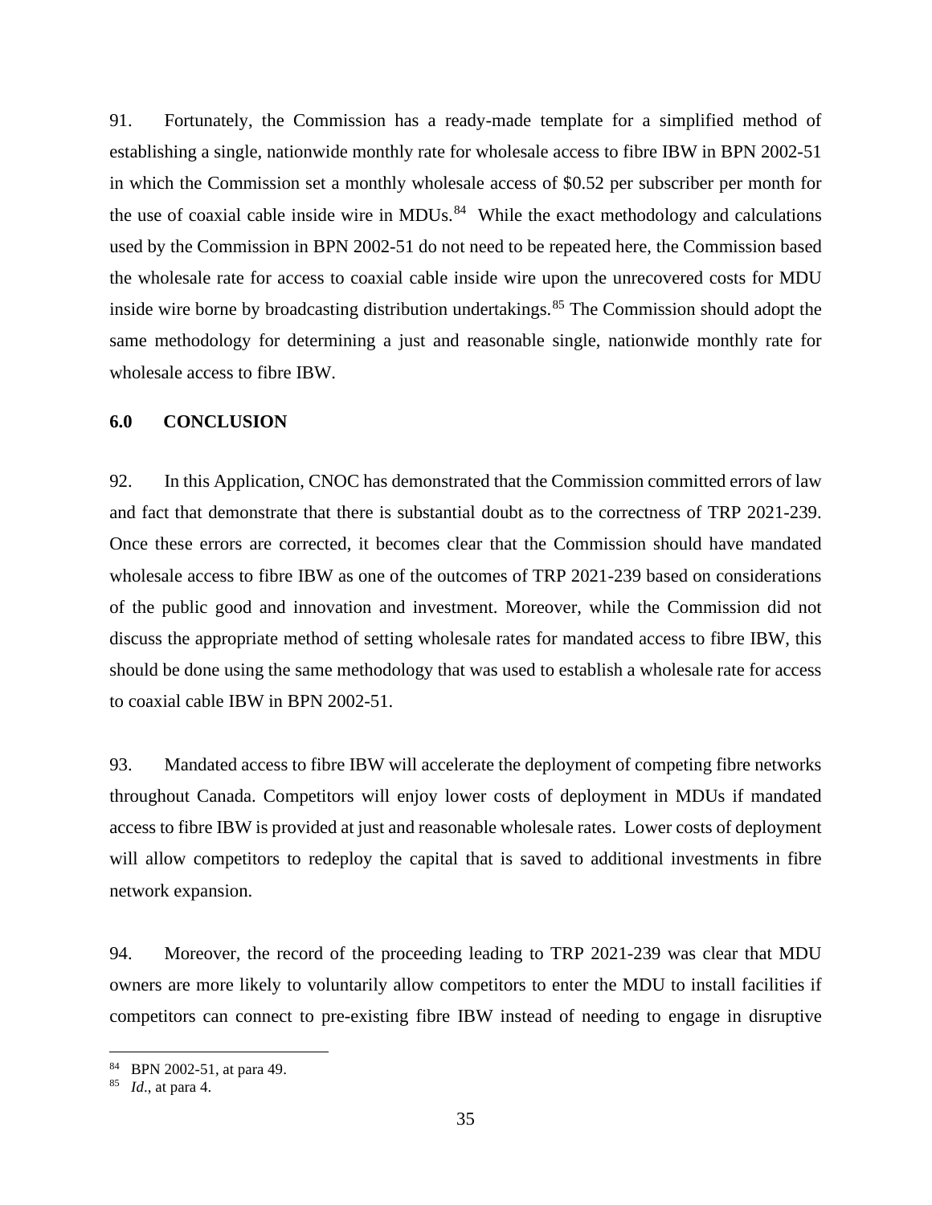91. Fortunately, the Commission has a ready-made template for a simplified method of establishing a single, nationwide monthly rate for wholesale access to fibre IBW in BPN 2002-51 in which the Commission set a monthly wholesale access of $0.52 per subscriber per month for the use of coaxial cable inside wire in MDUs.[84] While the exact methodology and calculations used by the Commission in BPN 2002-51 do not need to be repeated here, the Commission based the wholesale rate for access to coaxial cable inside wire upon the unrecovered costs for MDU inside wire borne by broadcasting distribution undertakings.[85] The Commission should adopt the same methodology for determining a just and reasonable single, nationwide monthly rate for wholesale access to fibre IBW.

## 6.0 CONCLUSION

92. In this Application, CNOC has demonstrated that the Commission committed errors of law and fact that demonstrate that there is substantial doubt as to the correctness of TRP 2021-239. Once these errors are corrected, it becomes clear that the Commission should have mandated wholesale access to fibre IBW as one of the outcomes of TRP 2021-239 based on considerations of the public good and innovation and investment. Moreover, while the Commission did not discuss the appropriate method of setting wholesale rates for mandated access to fibre IBW, this should be done using the same methodology that was used to establish a wholesale rate for access to coaxial cable IBW in BPN 2002-51.

93. Mandated access to fibre IBW will accelerate the deployment of competing fibre networks throughout Canada. Competitors will enjoy lower costs of deployment in MDUs if mandated access to fibre IBW is provided at just and reasonable wholesale rates. Lower costs of deployment will allow competitors to redeploy the capital that is saved to additional investments in fibre network expansion.

94. Moreover, the record of the proceeding leading to TRP 2021-239 was clear that MDU owners are more likely to voluntarily allow competitors to enter the MDU to install facilities if competitors can connect to pre-existing fibre IBW instead of needing to engage in disruptive

---

[84] BPN 2002-51, at para 49.

[85] *Id.*, at para 4.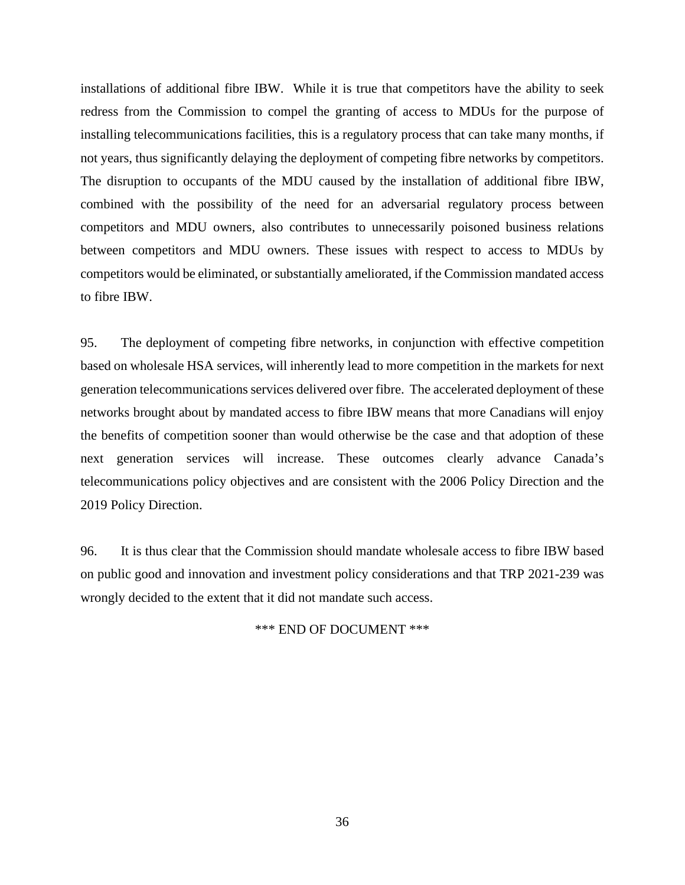installations of additional fibre IBW. While it is true that competitors have the ability to seek redress from the Commission to compel the granting of access to MDUs for the purpose of installing telecommunications facilities, this is a regulatory process that can take many months, if not years, thus significantly delaying the deployment of competing fibre networks by competitors. The disruption to occupants of the MDU caused by the installation of additional fibre IBW, combined with the possibility of the need for an adversarial regulatory process between competitors and MDU owners, also contributes to unnecessarily poisoned business relations between competitors and MDU owners. These issues with respect to access to MDUs by competitors would be eliminated, or substantially ameliorated, if the Commission mandated access to fibre IBW.

95. The deployment of competing fibre networks, in conjunction with effective competition based on wholesale HSA services, will inherently lead to more competition in the markets for next generation telecommunications services delivered over fibre. The accelerated deployment of these networks brought about by mandated access to fibre IBW means that more Canadians will enjoy the benefits of competition sooner than would otherwise be the case and that adoption of these next generation services will increase. These outcomes clearly advance Canada's telecommunications policy objectives and are consistent with the 2006 Policy Direction and the 2019 Policy Direction.

96. It is thus clear that the Commission should mandate wholesale access to fibre IBW based on public good and innovation and investment policy considerations and that TRP 2021-239 was wrongly decided to the extent that it did not mandate such access.

*** END OF DOCUMENT ***